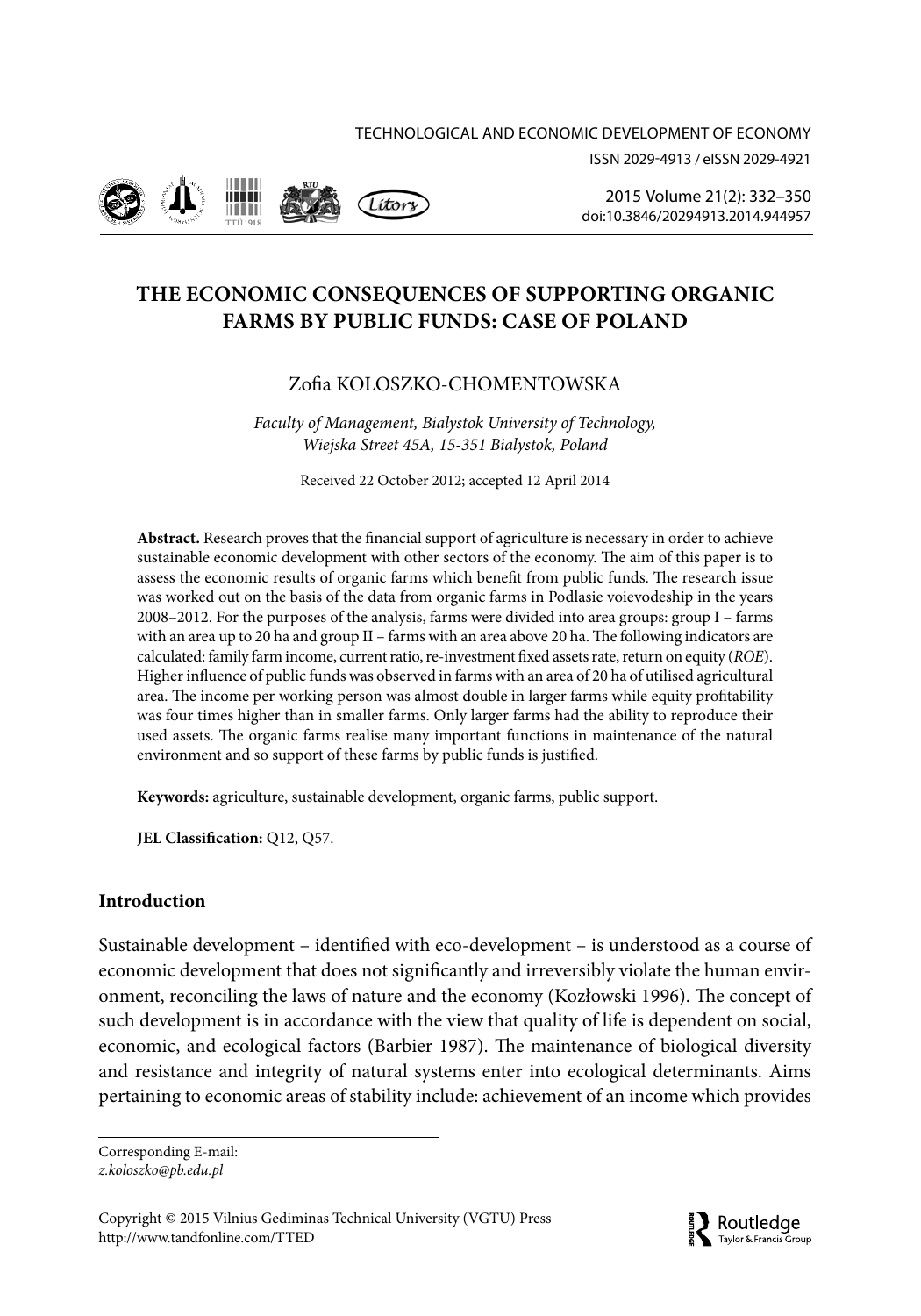# THE ECONOMIC CONSEQUENCES OF SUPPORTING ORGANIC FARMS BY PUBLIC FUNDS: CASE OF POLAND

Zofia KOLOSZKO-CHOMENTOWSKA

*Faculty of Management, Bialystok University of Technology, Wiejska Street 45A, 15-351 Bialystok, Poland*

Received 22 October 2012; accepted 12 April 2014

**Abstract.** Research proves that the financial support of agriculture is necessary in order to achieve sustainable economic development with other sectors of the economy. The aim of this paper is to assess the economic results of organic farms which benefit from public funds. The research issue was worked out on the basis of the data from organic farms in Podlasie voievodeship in the years 2008–2012. For the purposes of the analysis, farms were divided into area groups: group I – farms with an area up to 20 ha and group II – farms with an area above 20 ha. The following indicators are calculated: family farm income, current ratio, re-investment fixed assets rate, return on equity (*ROE*). Higher influence of public funds was observed in farms with an area of 20 ha of utilised agricultural area. The income per working person was almost double in larger farms while equity profitability was four times higher than in smaller farms. Only larger farms had the ability to reproduce their used assets. The organic farms realise many important functions in maintenance of the natural environment and so support of these farms by public funds is justified.

**Keywords:** agriculture, sustainable development, organic farms, public support.

**JEL Classification:** Q12, Q57.

## Introduction

Sustainable development – identified with eco-development – is understood as a course of economic development that does not significantly and irreversibly violate the human environment, reconciling the laws of nature and the economy (Kozłowski 1996). The concept of such development is in accordance with the view that quality of life is dependent on social, economic, and ecological factors (Barbier 1987). The maintenance of biological diversity and resistance and integrity of natural systems enter into ecological determinants. Aims pertaining to economic areas of stability include: achievement of an income which provides

Corresponding E-mail:
*z.koloszko@pb.edu.pl*

Copyright © 2015 Vilnius Gediminas Technical University (VGTU) Press
http://www.tandfonline.com/TTED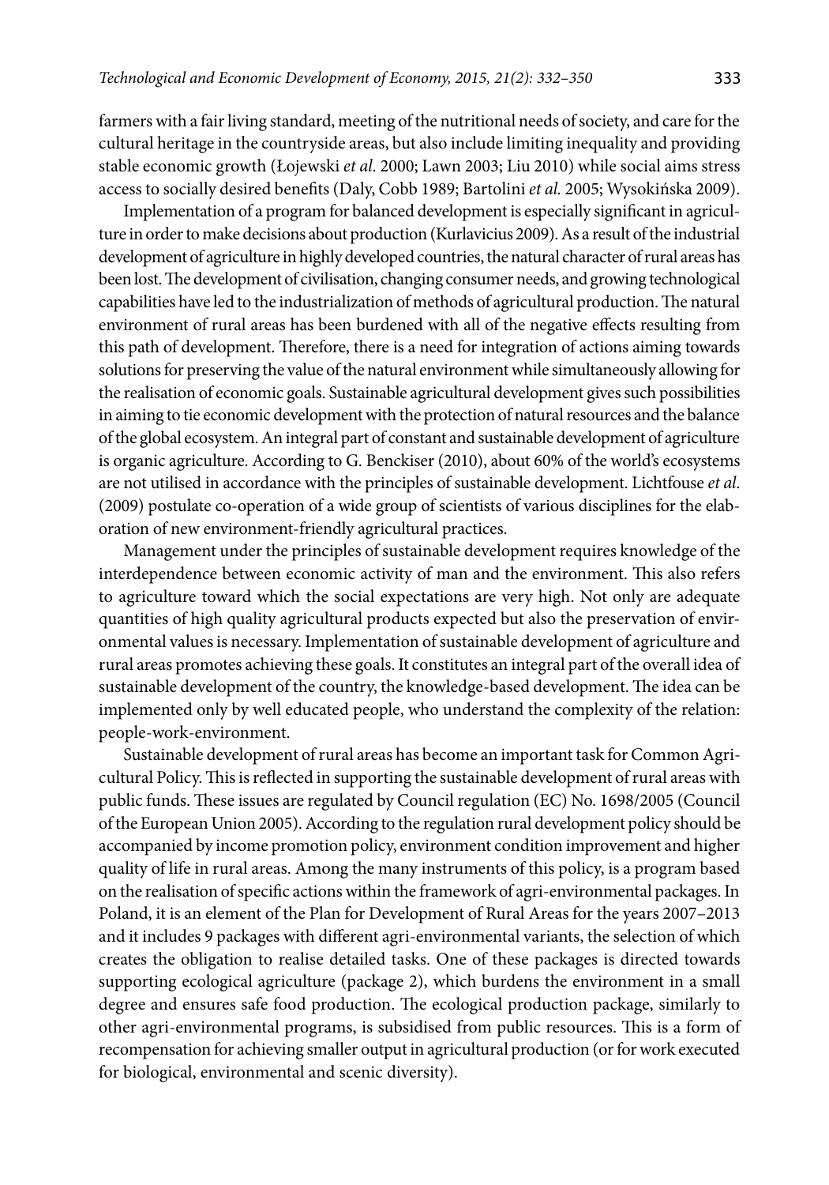farmers with a fair living standard, meeting of the nutritional needs of society, and care for the cultural heritage in the countryside areas, but also include limiting inequality and providing stable economic growth (Łojewski *et al*. 2000; Lawn 2003; Liu 2010) while social aims stress access to socially desired benefits (Daly, Cobb 1989; Bartolini *et al.* 2005; Wysokińska 2009).

Implementation of a program for balanced development is especially significant in agriculture in order to make decisions about production (Kurlavicius 2009). As a result of the industrial development of agriculture in highly developed countries, the natural character of rural areas has been lost. The development of civilisation, changing consumer needs, and growing technological capabilities have led to the industrialization of methods of agricultural production. The natural environment of rural areas has been burdened with all of the negative effects resulting from this path of development. Therefore, there is a need for integration of actions aiming towards solutions for preserving the value of the natural environment while simultaneously allowing for the realisation of economic goals. Sustainable agricultural development gives such possibilities in aiming to tie economic development with the protection of natural resources and the balance of the global ecosystem. An integral part of constant and sustainable development of agriculture is organic agriculture. According to G. Benckiser (2010), about 60% of the world's ecosystems are not utilised in accordance with the principles of sustainable development. Lichtfouse *et al*. (2009) postulate co-operation of a wide group of scientists of various disciplines for the elaboration of new environment-friendly agricultural practices.

Management under the principles of sustainable development requires knowledge of the interdependence between economic activity of man and the environment. This also refers to agriculture toward which the social expectations are very high. Not only are adequate quantities of high quality agricultural products expected but also the preservation of environmental values is necessary. Implementation of sustainable development of agriculture and rural areas promotes achieving these goals. It constitutes an integral part of the overall idea of sustainable development of the country, the knowledge-based development. The idea can be implemented only by well educated people, who understand the complexity of the relation: people-work-environment.

Sustainable development of rural areas has become an important task for Common Agricultural Policy. This is reflected in supporting the sustainable development of rural areas with public funds. These issues are regulated by Council regulation (EC) No. 1698/2005 (Council of the European Union 2005). According to the regulation rural development policy should be accompanied by income promotion policy, environment condition improvement and higher quality of life in rural areas. Among the many instruments of this policy, is a program based on the realisation of specific actions within the framework of agri-environmental packages. In Poland, it is an element of the Plan for Development of Rural Areas for the years 2007–2013 and it includes 9 packages with different agri-environmental variants, the selection of which creates the obligation to realise detailed tasks. One of these packages is directed towards supporting ecological agriculture (package 2), which burdens the environment in a small degree and ensures safe food production. The ecological production package, similarly to other agri-environmental programs, is subsidised from public resources. This is a form of recompensation for achieving smaller output in agricultural production (or for work executed for biological, environmental and scenic diversity).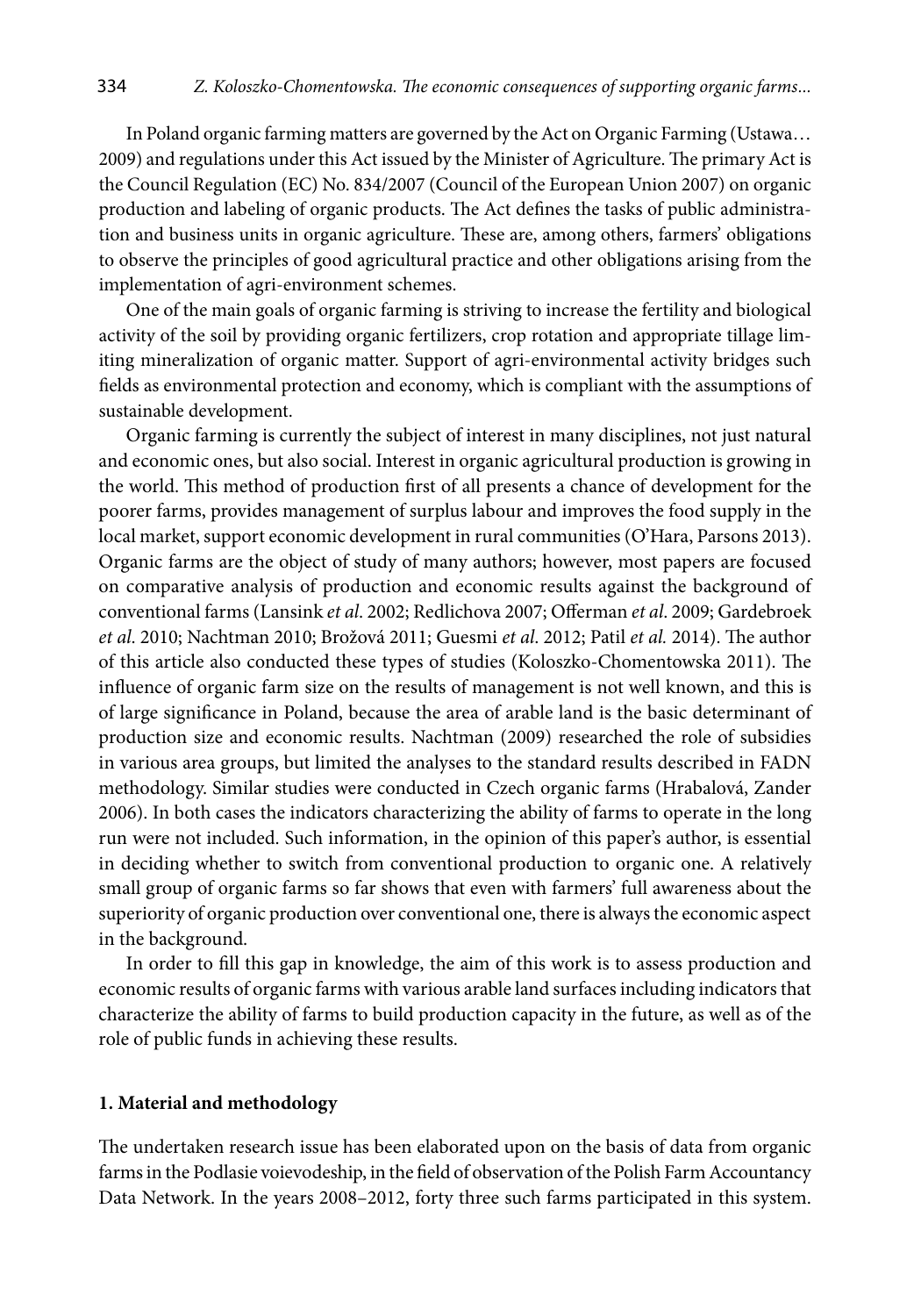In Poland organic farming matters are governed by the Act on Organic Farming (Ustawa… 2009) and regulations under this Act issued by the Minister of Agriculture. The primary Act is the Council Regulation (EC) No. 834/2007 (Council of the European Union 2007) on organic production and labeling of organic products. The Act defines the tasks of public administration and business units in organic agriculture. These are, among others, farmers' obligations to observe the principles of good agricultural practice and other obligations arising from the implementation of agri-environment schemes.

One of the main goals of organic farming is striving to increase the fertility and biological activity of the soil by providing organic fertilizers, crop rotation and appropriate tillage limiting mineralization of organic matter. Support of agri-environmental activity bridges such fields as environmental protection and economy, which is compliant with the assumptions of sustainable development.

Organic farming is currently the subject of interest in many disciplines, not just natural and economic ones, but also social. Interest in organic agricultural production is growing in the world. This method of production first of all presents a chance of development for the poorer farms, provides management of surplus labour and improves the food supply in the local market, support economic development in rural communities (O'Hara, Parsons 2013). Organic farms are the object of study of many authors; however, most papers are focused on comparative analysis of production and economic results against the background of conventional farms (Lansink *et al*. 2002; Redlichova 2007; Offerman *et al*. 2009; Gardebroek *et al*. 2010; Nachtman 2010; Brožová 2011; Guesmi *et al*. 2012; Patil *et al.* 2014). The author of this article also conducted these types of studies (Koloszko-Chomentowska 2011). The influence of organic farm size on the results of management is not well known, and this is of large significance in Poland, because the area of arable land is the basic determinant of production size and economic results. Nachtman (2009) researched the role of subsidies in various area groups, but limited the analyses to the standard results described in FADN methodology. Similar studies were conducted in Czech organic farms (Hrabalová, Zander 2006). In both cases the indicators characterizing the ability of farms to operate in the long run were not included. Such information, in the opinion of this paper's author, is essential in deciding whether to switch from conventional production to organic one. A relatively small group of organic farms so far shows that even with farmers' full awareness about the superiority of organic production over conventional one, there is always the economic aspect in the background.

In order to fill this gap in knowledge, the aim of this work is to assess production and economic results of organic farms with various arable land surfaces including indicators that characterize the ability of farms to build production capacity in the future, as well as of the role of public funds in achieving these results.

## 1. Material and methodology

The undertaken research issue has been elaborated upon on the basis of data from organic farms in the Podlasie voievodeship, in the field of observation of the Polish Farm Accountancy Data Network. In the years 2008–2012, forty three such farms participated in this system.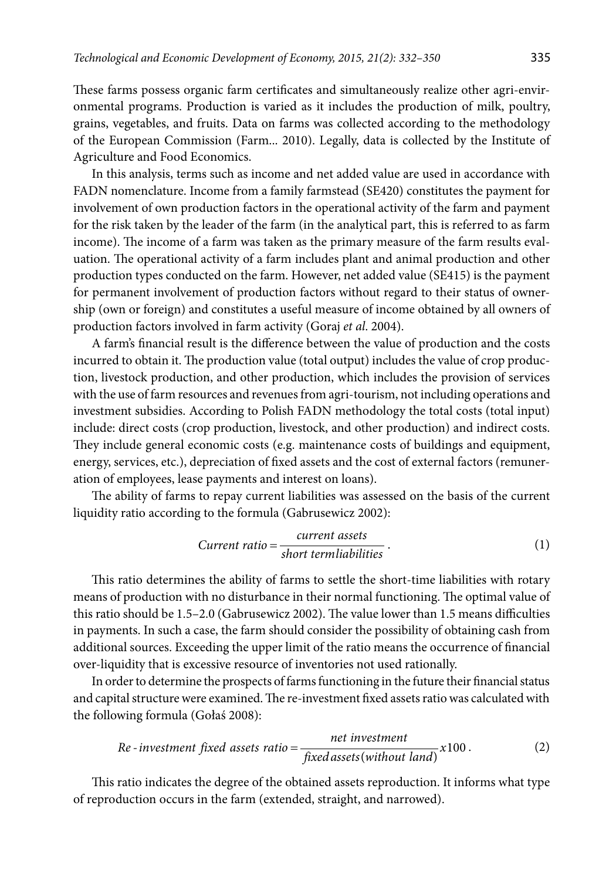These farms possess organic farm certificates and simultaneously realize other agri-environmental programs. Production is varied as it includes the production of milk, poultry, grains, vegetables, and fruits. Data on farms was collected according to the methodology of the European Commission (Farm... 2010). Legally, data is collected by the Institute of Agriculture and Food Economics.

In this analysis, terms such as income and net added value are used in accordance with FADN nomenclature. Income from a family farmstead (SE420) constitutes the payment for involvement of own production factors in the operational activity of the farm and payment for the risk taken by the leader of the farm (in the analytical part, this is referred to as farm income). The income of a farm was taken as the primary measure of the farm results evaluation. The operational activity of a farm includes plant and animal production and other production types conducted on the farm. However, net added value (SE415) is the payment for permanent involvement of production factors without regard to their status of ownership (own or foreign) and constitutes a useful measure of income obtained by all owners of production factors involved in farm activity (Goraj *et al*. 2004).

A farm's financial result is the difference between the value of production and the costs incurred to obtain it. The production value (total output) includes the value of crop production, livestock production, and other production, which includes the provision of services with the use of farm resources and revenues from agri-tourism, not including operations and investment subsidies. According to Polish FADN methodology the total costs (total input) include: direct costs (crop production, livestock, and other production) and indirect costs. They include general economic costs (e.g. maintenance costs of buildings and equipment, energy, services, etc.), depreciation of fixed assets and the cost of external factors (remuneration of employees, lease payments and interest on loans).

The ability of farms to repay current liabilities was assessed on the basis of the current liquidity ratio according to the formula (Gabrusewicz 2002):

$$Current\ ratio = \frac{current\ assets}{short\ term liabilities}. \tag{1}$$

This ratio determines the ability of farms to settle the short-time liabilities with rotary means of production with no disturbance in their normal functioning. The optimal value of this ratio should be 1.5–2.0 (Gabrusewicz 2002). The value lower than 1.5 means difficulties in payments. In such a case, the farm should consider the possibility of obtaining cash from additional sources. Exceeding the upper limit of the ratio means the occurrence of financial over-liquidity that is excessive resource of inventories not used rationally.

In order to determine the prospects of farms functioning in the future their financial status and capital structure were examined. The re-investment fixed assets ratio was calculated with the following formula (Gołaś 2008):

$$Re\text{-}investment\ fixed\ assets\ ratio = \frac{net\ investment}{fixed\, assets(without\ land)} x100. \tag{2}$$

This ratio indicates the degree of the obtained assets reproduction. It informs what type of reproduction occurs in the farm (extended, straight, and narrowed).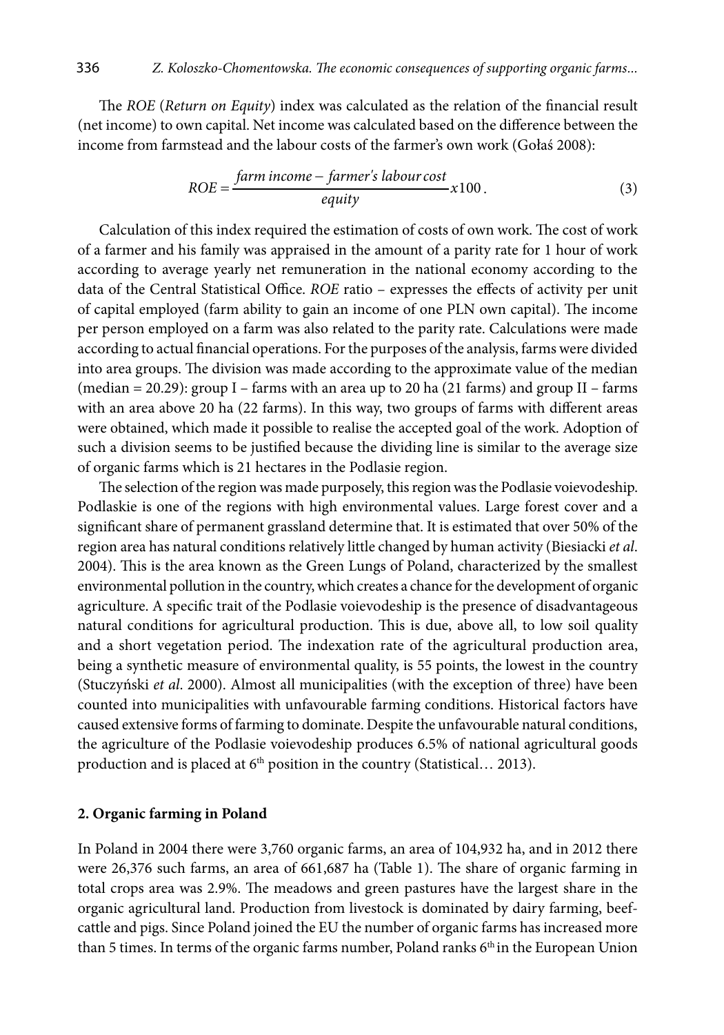The *ROE* (*Return on Equity*) index was calculated as the relation of the financial result (net income) to own capital. Net income was calculated based on the difference between the income from farmstead and the labour costs of the farmer's own work (Gołaś 2008):

$$ROE = \frac{farm\ income - farmer's\ labour\ cost}{equity} x100 . \tag{3}$$

Calculation of this index required the estimation of costs of own work. The cost of work of a farmer and his family was appraised in the amount of a parity rate for 1 hour of work according to average yearly net remuneration in the national economy according to the data of the Central Statistical Office. *ROE* ratio – expresses the effects of activity per unit of capital employed (farm ability to gain an income of one PLN own capital). The income per person employed on a farm was also related to the parity rate. Calculations were made according to actual financial operations. For the purposes of the analysis, farms were divided into area groups. The division was made according to the approximate value of the median (median = 20.29): group I – farms with an area up to 20 ha (21 farms) and group II – farms with an area above 20 ha (22 farms). In this way, two groups of farms with different areas were obtained, which made it possible to realise the accepted goal of the work. Adoption of such a division seems to be justified because the dividing line is similar to the average size of organic farms which is 21 hectares in the Podlasie region.

The selection of the region was made purposely, this region was the Podlasie voievodeship. Podlaskie is one of the regions with high environmental values. Large forest cover and a significant share of permanent grassland determine that. It is estimated that over 50% of the region area has natural conditions relatively little changed by human activity (Biesiacki *et al*. 2004). This is the area known as the Green Lungs of Poland, characterized by the smallest environmental pollution in the country, which creates a chance for the development of organic agriculture. A specific trait of the Podlasie voievodeship is the presence of disadvantageous natural conditions for agricultural production. This is due, above all, to low soil quality and a short vegetation period. The indexation rate of the agricultural production area, being a synthetic measure of environmental quality, is 55 points, the lowest in the country (Stuczyński *et al*. 2000). Almost all municipalities (with the exception of three) have been counted into municipalities with unfavourable farming conditions. Historical factors have caused extensive forms of farming to dominate. Despite the unfavourable natural conditions, the agriculture of the Podlasie voievodeship produces 6.5% of national agricultural goods production and is placed at 6th position in the country (Statistical… 2013).

## 2. Organic farming in Poland

In Poland in 2004 there were 3,760 organic farms, an area of 104,932 ha, and in 2012 there were 26,376 such farms, an area of 661,687 ha (Table 1). The share of organic farming in total crops area was 2.9%. The meadows and green pastures have the largest share in the organic agricultural land. Production from livestock is dominated by dairy farming, beef-cattle and pigs. Since Poland joined the EU the number of organic farms has increased more than 5 times. In terms of the organic farms number, Poland ranks 6th in the European Union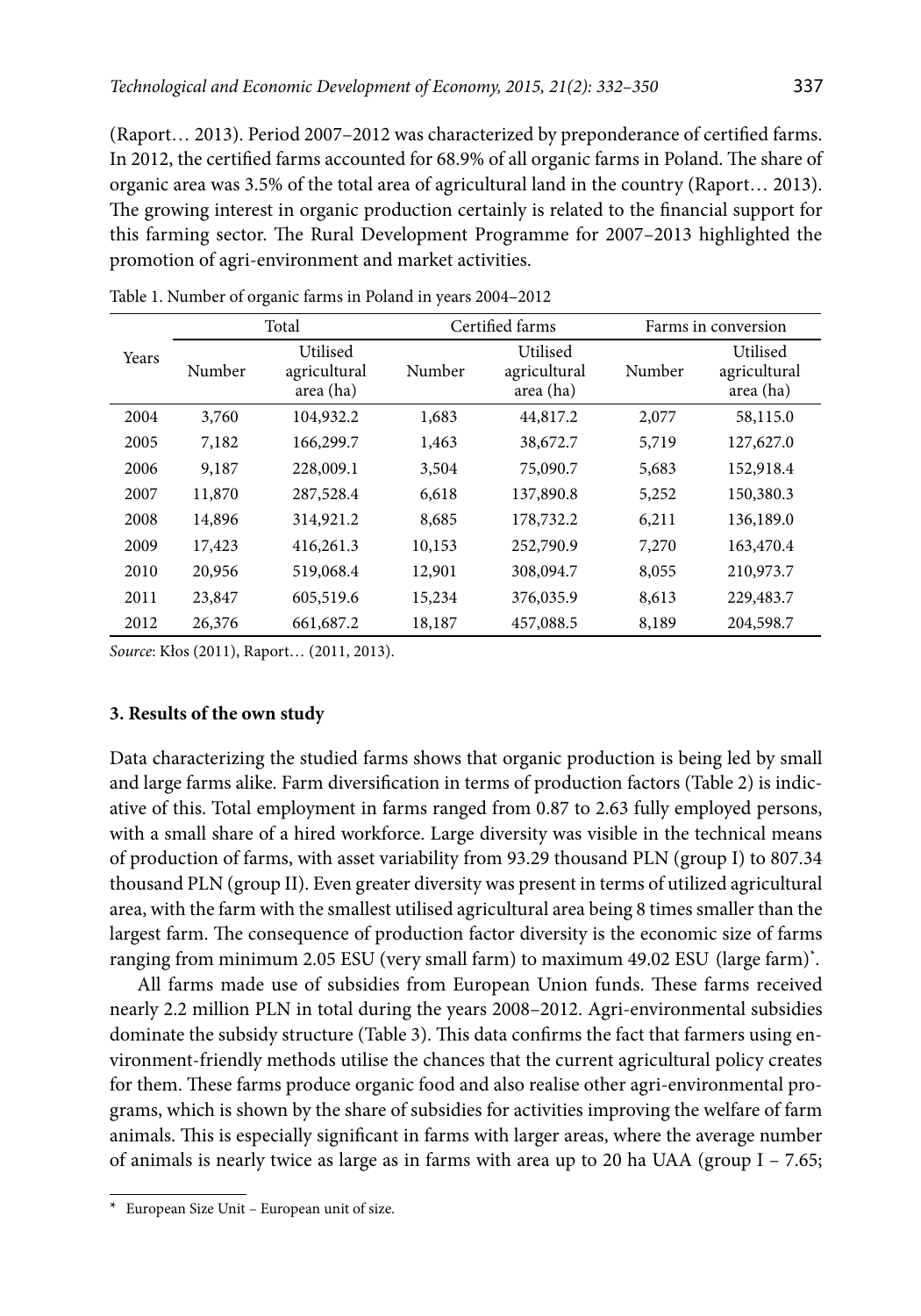(Raport… 2013). Period 2007–2012 was characterized by preponderance of certified farms. In 2012, the certified farms accounted for 68.9% of all organic farms in Poland. The share of organic area was 3.5% of the total area of agricultural land in the country (Raport… 2013). The growing interest in organic production certainly is related to the financial support for this farming sector. The Rural Development Programme for 2007–2013 highlighted the promotion of agri-environment and market activities.

Table 1. Number of organic farms in Poland in years 2004–2012

| Years | Total | | Certified farms | | Farms in conversion | |
|---|---|---|---|---|---|---|
| | Number | Utilised agricultural area (ha) | Number | Utilised agricultural area (ha) | Number | Utilised agricultural area (ha) |
| 2004 | 3,760 | 104,932.2 | 1,683 | 44,817.2 | 2,077 | 58,115.0 |
| 2005 | 7,182 | 166,299.7 | 1,463 | 38,672.7 | 5,719 | 127,627.0 |
| 2006 | 9,187 | 228,009.1 | 3,504 | 75,090.7 | 5,683 | 152,918.4 |
| 2007 | 11,870 | 287,528.4 | 6,618 | 137,890.8 | 5,252 | 150,380.3 |
| 2008 | 14,896 | 314,921.2 | 8,685 | 178,732.2 | 6,211 | 136,189.0 |
| 2009 | 17,423 | 416,261.3 | 10,153 | 252,790.9 | 7,270 | 163,470.4 |
| 2010 | 20,956 | 519,068.4 | 12,901 | 308,094.7 | 8,055 | 210,973.7 |
| 2011 | 23,847 | 605,519.6 | 15,234 | 376,035.9 | 8,613 | 229,483.7 |
| 2012 | 26,376 | 661,687.2 | 18,187 | 457,088.5 | 8,189 | 204,598.7 |

*Source*: Kłos (2011), Raport… (2011, 2013).

### 3. Results of the own study

Data characterizing the studied farms shows that organic production is being led by small and large farms alike. Farm diversification in terms of production factors (Table 2) is indicative of this. Total employment in farms ranged from 0.87 to 2.63 fully employed persons, with a small share of a hired workforce. Large diversity was visible in the technical means of production of farms, with asset variability from 93.29 thousand PLN (group I) to 807.34 thousand PLN (group II). Even greater diversity was present in terms of utilized agricultural area, with the farm with the smallest utilised agricultural area being 8 times smaller than the largest farm. The consequence of production factor diversity is the economic size of farms ranging from minimum 2.05 ESU (very small farm) to maximum 49.02 ESU (large farm)*.

All farms made use of subsidies from European Union funds. These farms received nearly 2.2 million PLN in total during the years 2008–2012. Agri-environmental subsidies dominate the subsidy structure (Table 3). This data confirms the fact that farmers using environment-friendly methods utilise the chances that the current agricultural policy creates for them. These farms produce organic food and also realise other agri-environmental programs, which is shown by the share of subsidies for activities improving the welfare of farm animals. This is especially significant in farms with larger areas, where the average number of animals is nearly twice as large as in farms with area up to 20 ha UAA (group I – 7.65;

---

\* European Size Unit – European unit of size.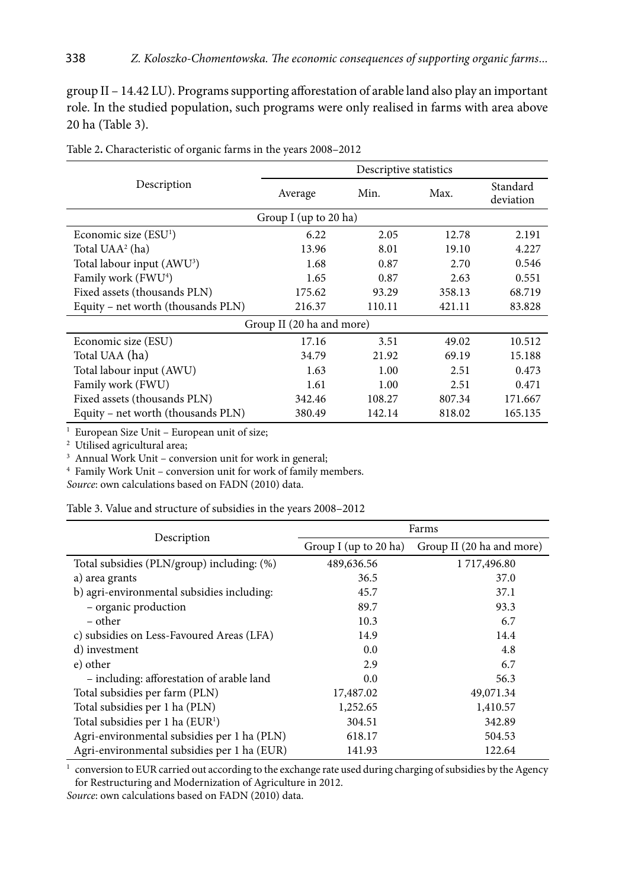group II – 14.42 LU). Programs supporting afforestation of arable land also play an important role. In the studied population, such programs were only realised in farms with area above 20 ha (Table 3).

Table 2. Characteristic of organic farms in the years 2008–2012

| Description | Descriptive statistics | | | |
|---|---|---|---|---|
| | Average | Min. | Max. | Standard deviation |
| Group I (up to 20 ha) | | | | |
| Economic size (ESU[1]) | 6.22 | 2.05 | 12.78 | 2.191 |
| Total UAA[2] (ha) | 13.96 | 8.01 | 19.10 | 4.227 |
| Total labour input (AWU[3]) | 1.68 | 0.87 | 2.70 | 0.546 |
| Family work (FWU[4]) | 1.65 | 0.87 | 2.63 | 0.551 |
| Fixed assets (thousands PLN) | 175.62 | 93.29 | 358.13 | 68.719 |
| Equity – net worth (thousands PLN) | 216.37 | 110.11 | 421.11 | 83.828 |
| Group II (20 ha and more) | | | | |
| Economic size (ESU) | 17.16 | 3.51 | 49.02 | 10.512 |
| Total UAA (ha) | 34.79 | 21.92 | 69.19 | 15.188 |
| Total labour input (AWU) | 1.63 | 1.00 | 2.51 | 0.473 |
| Family work (FWU) | 1.61 | 1.00 | 2.51 | 0.471 |
| Fixed assets (thousands PLN) | 342.46 | 108.27 | 807.34 | 171.667 |
| Equity – net worth (thousands PLN) | 380.49 | 142.14 | 818.02 | 165.135 |

[1] European Size Unit – European unit of size;
[2] Utilised agricultural area;
[3] Annual Work Unit – conversion unit for work in general;
[4] Family Work Unit – conversion unit for work of family members.
*Source*: own calculations based on FADN (2010) data.

Table 3. Value and structure of subsidies in the years 2008–2012

| Description | Farms | |
|---|---|---|
| | Group I (up to 20 ha) | Group II (20 ha and more) |
| Total subsidies (PLN/group) including: (%) | 489,636.56 | 1 717,496.80 |
| a) area grants | 36.5 | 37.0 |
| b) agri-environmental subsidies including: | 45.7 | 37.1 |
| – organic production | 89.7 | 93.3 |
| – other | 10.3 | 6.7 |
| c) subsidies on Less-Favoured Areas (LFA) | 14.9 | 14.4 |
| d) investment | 0.0 | 4.8 |
| e) other | 2.9 | 6.7 |
| – including: afforestation of arable land | 0.0 | 56.3 |
| Total subsidies per farm (PLN) | 17,487.02 | 49,071.34 |
| Total subsidies per 1 ha (PLN) | 1,252.65 | 1,410.57 |
| Total subsidies per 1 ha (EUR[1]) | 304.51 | 342.89 |
| Agri-environmental subsidies per 1 ha (PLN) | 618.17 | 504.53 |
| Agri-environmental subsidies per 1 ha (EUR) | 141.93 | 122.64 |

[1] conversion to EUR carried out according to the exchange rate used during charging of subsidies by the Agency for Restructuring and Modernization of Agriculture in 2012.
*Source*: own calculations based on FADN (2010) data.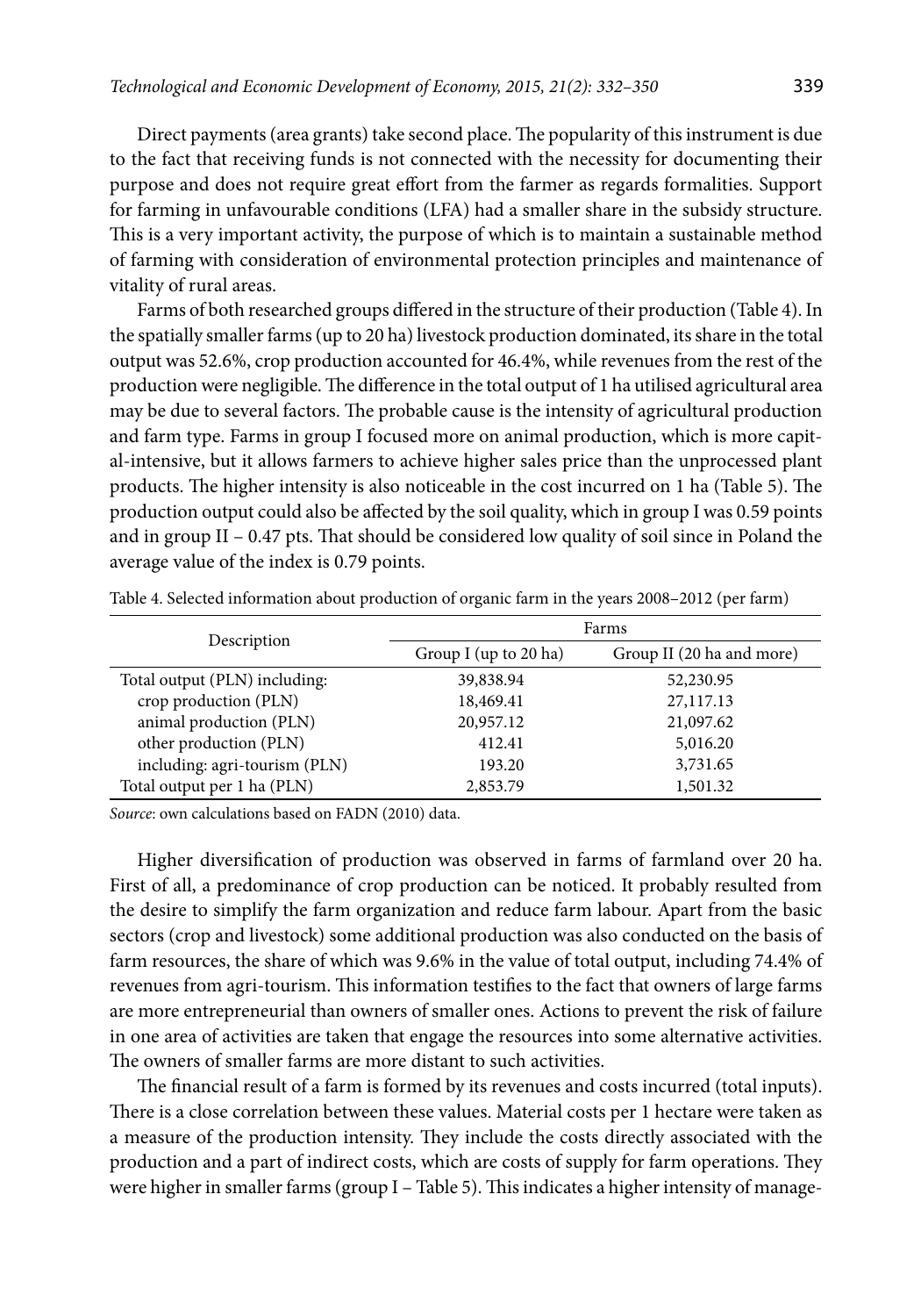Direct payments (area grants) take second place. The popularity of this instrument is due to the fact that receiving funds is not connected with the necessity for documenting their purpose and does not require great effort from the farmer as regards formalities. Support for farming in unfavourable conditions (LFA) had a smaller share in the subsidy structure. This is a very important activity, the purpose of which is to maintain a sustainable method of farming with consideration of environmental protection principles and maintenance of vitality of rural areas.

Farms of both researched groups differed in the structure of their production (Table 4). In the spatially smaller farms (up to 20 ha) livestock production dominated, its share in the total output was 52.6%, crop production accounted for 46.4%, while revenues from the rest of the production were negligible. The difference in the total output of 1 ha utilised agricultural area may be due to several factors. The probable cause is the intensity of agricultural production and farm type. Farms in group I focused more on animal production, which is more capital-intensive, but it allows farmers to achieve higher sales price than the unprocessed plant products. The higher intensity is also noticeable in the cost incurred on 1 ha (Table 5). The production output could also be affected by the soil quality, which in group I was 0.59 points and in group II – 0.47 pts. That should be considered low quality of soil since in Poland the average value of the index is 0.79 points.

Table 4. Selected information about production of organic farm in the years 2008–2012 (per farm)

| Description | Farms | |
|---|---|---|
| | Group I (up to 20 ha) | Group II (20 ha and more) |
| Total output (PLN) including: | 39,838.94 | 52,230.95 |
| crop production (PLN) | 18,469.41 | 27,117.13 |
| animal production (PLN) | 20,957.12 | 21,097.62 |
| other production (PLN) | 412.41 | 5,016.20 |
| including: agri-tourism (PLN) | 193.20 | 3,731.65 |
| Total output per 1 ha (PLN) | 2,853.79 | 1,501.32 |

*Source*: own calculations based on FADN (2010) data.

Higher diversification of production was observed in farms of farmland over 20 ha. First of all, a predominance of crop production can be noticed. It probably resulted from the desire to simplify the farm organization and reduce farm labour. Apart from the basic sectors (crop and livestock) some additional production was also conducted on the basis of farm resources, the share of which was 9.6% in the value of total output, including 74.4% of revenues from agri-tourism. This information testifies to the fact that owners of large farms are more entrepreneurial than owners of smaller ones. Actions to prevent the risk of failure in one area of activities are taken that engage the resources into some alternative activities. The owners of smaller farms are more distant to such activities.

The financial result of a farm is formed by its revenues and costs incurred (total inputs). There is a close correlation between these values. Material costs per 1 hectare were taken as a measure of the production intensity. They include the costs directly associated with the production and a part of indirect costs, which are costs of supply for farm operations. They were higher in smaller farms (group I – Table 5). This indicates a higher intensity of manage-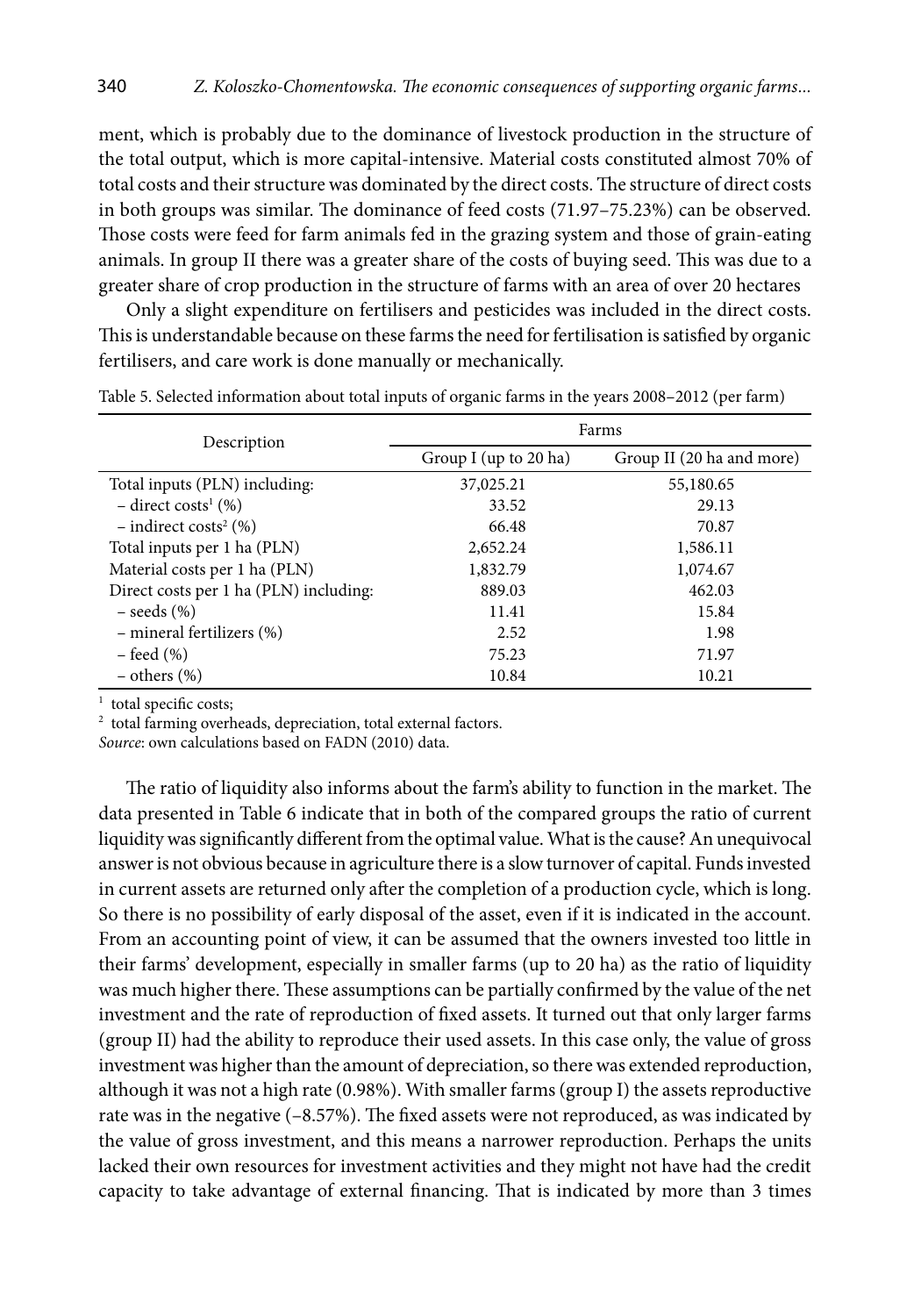ment, which is probably due to the dominance of livestock production in the structure of the total output, which is more capital-intensive. Material costs constituted almost 70% of total costs and their structure was dominated by the direct costs. The structure of direct costs in both groups was similar. The dominance of feed costs (71.97–75.23%) can be observed. Those costs were feed for farm animals fed in the grazing system and those of grain-eating animals. In group II there was a greater share of the costs of buying seed. This was due to a greater share of crop production in the structure of farms with an area of over 20 hectares

Only a slight expenditure on fertilisers and pesticides was included in the direct costs. This is understandable because on these farms the need for fertilisation is satisfied by organic fertilisers, and care work is done manually or mechanically.

Table 5. Selected information about total inputs of organic farms in the years 2008–2012 (per farm)

| Description | Farms | |
|---|---|---|
| | Group I (up to 20 ha) | Group II (20 ha and more) |
| Total inputs (PLN) including: | 37,025.21 | 55,180.65 |
| – direct costs[1] (%) | 33.52 | 29.13 |
| – indirect costs[2] (%) | 66.48 | 70.87 |
| Total inputs per 1 ha (PLN) | 2,652.24 | 1,586.11 |
| Material costs per 1 ha (PLN) | 1,832.79 | 1,074.67 |
| Direct costs per 1 ha (PLN) including: | 889.03 | 462.03 |
| – seeds (%) | 11.41 | 15.84 |
| – mineral fertilizers (%) | 2.52 | 1.98 |
| – feed (%) | 75.23 | 71.97 |
| – others (%) | 10.84 | 10.21 |

[1] total specific costs;
[2] total farming overheads, depreciation, total external factors.
*Source*: own calculations based on FADN (2010) data.

The ratio of liquidity also informs about the farm's ability to function in the market. The data presented in Table 6 indicate that in both of the compared groups the ratio of current liquidity was significantly different from the optimal value. What is the cause? An unequivocal answer is not obvious because in agriculture there is a slow turnover of capital. Funds invested in current assets are returned only after the completion of a production cycle, which is long. So there is no possibility of early disposal of the asset, even if it is indicated in the account. From an accounting point of view, it can be assumed that the owners invested too little in their farms' development, especially in smaller farms (up to 20 ha) as the ratio of liquidity was much higher there. These assumptions can be partially confirmed by the value of the net investment and the rate of reproduction of fixed assets. It turned out that only larger farms (group II) had the ability to reproduce their used assets. In this case only, the value of gross investment was higher than the amount of depreciation, so there was extended reproduction, although it was not a high rate (0.98%). With smaller farms (group I) the assets reproductive rate was in the negative (–8.57%). The fixed assets were not reproduced, as was indicated by the value of gross investment, and this means a narrower reproduction. Perhaps the units lacked their own resources for investment activities and they might not have had the credit capacity to take advantage of external financing. That is indicated by more than 3 times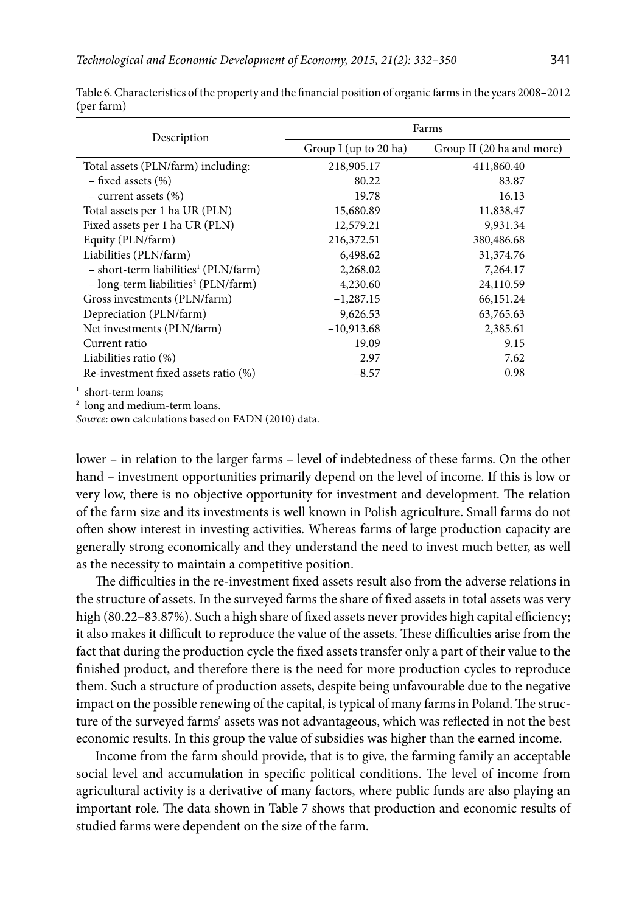Table 6. Characteristics of the property and the financial position of organic farms in the years 2008–2012 (per farm)

| Description | Farms | |
|---|---|---|
| | Group I (up to 20 ha) | Group II (20 ha and more) |
| Total assets (PLN/farm) including: | 218,905.17 | 411,860.40 |
| – fixed assets (%) | 80.22 | 83.87 |
| – current assets (%) | 19.78 | 16.13 |
| Total assets per 1 ha UR (PLN) | 15,680.89 | 11,838,47 |
| Fixed assets per 1 ha UR (PLN) | 12,579.21 | 9,931.34 |
| Equity (PLN/farm) | 216,372.51 | 380,486.68 |
| Liabilities (PLN/farm) | 6,498.62 | 31,374.76 |
| – short-term liabilities[1] (PLN/farm) | 2,268.02 | 7,264.17 |
| – long-term liabilities[2] (PLN/farm) | 4,230.60 | 24,110.59 |
| Gross investments (PLN/farm) | −1,287.15 | 66,151.24 |
| Depreciation (PLN/farm) | 9,626.53 | 63,765.63 |
| Net investments (PLN/farm) | −10,913.68 | 2,385.61 |
| Current ratio | 19.09 | 9.15 |
| Liabilities ratio (%) | 2.97 | 7.62 |
| Re-investment fixed assets ratio (%) | −8.57 | 0.98 |

[1] short-term loans;
[2] long and medium-term loans.
*Source*: own calculations based on FADN (2010) data.

lower – in relation to the larger farms – level of indebtedness of these farms. On the other hand – investment opportunities primarily depend on the level of income. If this is low or very low, there is no objective opportunity for investment and development. The relation of the farm size and its investments is well known in Polish agriculture. Small farms do not often show interest in investing activities. Whereas farms of large production capacity are generally strong economically and they understand the need to invest much better, as well as the necessity to maintain a competitive position.

The difficulties in the re-investment fixed assets result also from the adverse relations in the structure of assets. In the surveyed farms the share of fixed assets in total assets was very high (80.22–83.87%). Such a high share of fixed assets never provides high capital efficiency; it also makes it difficult to reproduce the value of the assets. These difficulties arise from the fact that during the production cycle the fixed assets transfer only a part of their value to the finished product, and therefore there is the need for more production cycles to reproduce them. Such a structure of production assets, despite being unfavourable due to the negative impact on the possible renewing of the capital, is typical of many farms in Poland. The structure of the surveyed farms' assets was not advantageous, which was reflected in not the best economic results. In this group the value of subsidies was higher than the earned income.

Income from the farm should provide, that is to give, the farming family an acceptable social level and accumulation in specific political conditions. The level of income from agricultural activity is a derivative of many factors, where public funds are also playing an important role. The data shown in Table 7 shows that production and economic results of studied farms were dependent on the size of the farm.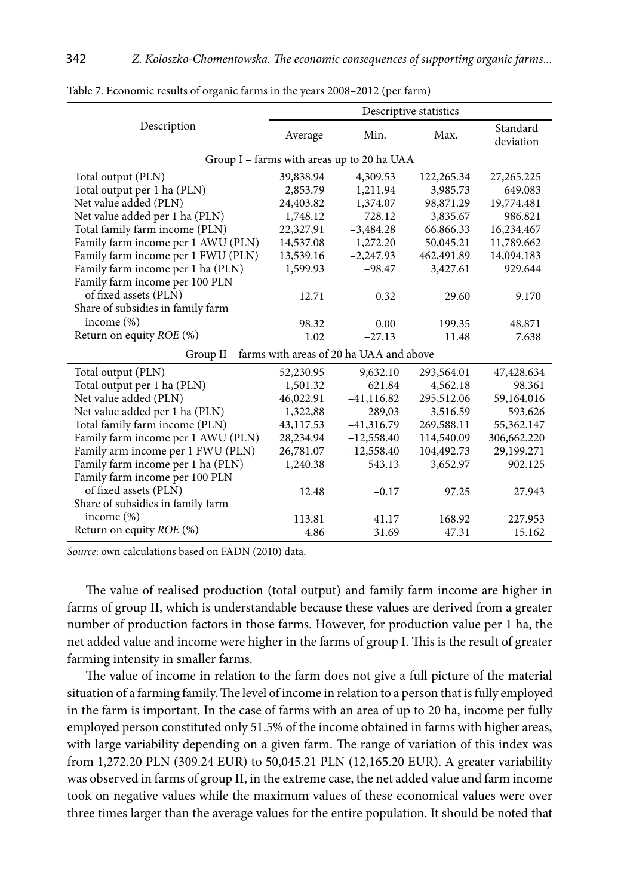Table 7. Economic results of organic farms in the years 2008–2012 (per farm)

| Description | Descriptive statistics | | | |
|---|---|---|---|---|
| | Average | Min. | Max. | Standard deviation |
| **Group I – farms with areas up to 20 ha UAA** | | | | |
| Total output (PLN) | 39,838.94 | 4,309.53 | 122,265.34 | 27,265.225 |
| Total output per 1 ha (PLN) | 2,853.79 | 1,211.94 | 3,985.73 | 649.083 |
| Net value added (PLN) | 24,403.82 | 1,374.07 | 98,871.29 | 19,774.481 |
| Net value added per 1 ha (PLN) | 1,748.12 | 728.12 | 3,835.67 | 986.821 |
| Total family farm income (PLN) | 22,327,91 | −3,484.28 | 66,866.33 | 16,234.467 |
| Family farm income per 1 AWU (PLN) | 14,537.08 | 1,272.20 | 50,045.21 | 11,789.662 |
| Family farm income per 1 FWU (PLN) | 13,539.16 | −2,247.93 | 462,491.89 | 14,094.183 |
| Family farm income per 1 ha (PLN) | 1,599.93 | −98.47 | 3,427.61 | 929.644 |
| Family farm income per 100 PLN of fixed assets (PLN) | 12.71 | −0.32 | 29.60 | 9.170 |
| Share of subsidies in family farm income (%) | 98.32 | 0.00 | 199.35 | 48.871 |
| Return on equity *ROE* (%) | 1.02 | −27.13 | 11.48 | 7.638 |
| **Group II – farms with areas of 20 ha UAA and above** | | | | |
| Total output (PLN) | 52,230.95 | 9,632.10 | 293,564.01 | 47,428.634 |
| Total output per 1 ha (PLN) | 1,501.32 | 621.84 | 4,562.18 | 98.361 |
| Net value added (PLN) | 46,022.91 | −41,116.82 | 295,512.06 | 59,164.016 |
| Net value added per 1 ha (PLN) | 1,322,88 | 289,03 | 3,516.59 | 593.626 |
| Total family farm income (PLN) | 43,117.53 | −41,316.79 | 269,588.11 | 55,362.147 |
| Family farm income per 1 AWU (PLN) | 28,234.94 | −12,558.40 | 114,540.09 | 306,662.220 |
| Family arm income per 1 FWU (PLN) | 26,781.07 | −12,558.40 | 104,492.73 | 29,199.271 |
| Family farm income per 1 ha (PLN) | 1,240.38 | −543.13 | 3,652.97 | 902.125 |
| Family farm income per 100 PLN of fixed assets (PLN) | 12.48 | −0.17 | 97.25 | 27.943 |
| Share of subsidies in family farm income (%) | 113.81 | 41.17 | 168.92 | 227.953 |
| Return on equity *ROE* (%) | 4.86 | −31.69 | 47.31 | 15.162 |

*Source*: own calculations based on FADN (2010) data.

The value of realised production (total output) and family farm income are higher in farms of group II, which is understandable because these values are derived from a greater number of production factors in those farms. However, for production value per 1 ha, the net added value and income were higher in the farms of group I. This is the result of greater farming intensity in smaller farms.

The value of income in relation to the farm does not give a full picture of the material situation of a farming family. The level of income in relation to a person that is fully employed in the farm is important. In the case of farms with an area of up to 20 ha, income per fully employed person constituted only 51.5% of the income obtained in farms with higher areas, with large variability depending on a given farm. The range of variation of this index was from 1,272.20 PLN (309.24 EUR) to 50,045.21 PLN (12,165.20 EUR). A greater variability was observed in farms of group II, in the extreme case, the net added value and farm income took on negative values while the maximum values of these economical values were over three times larger than the average values for the entire population. It should be noted that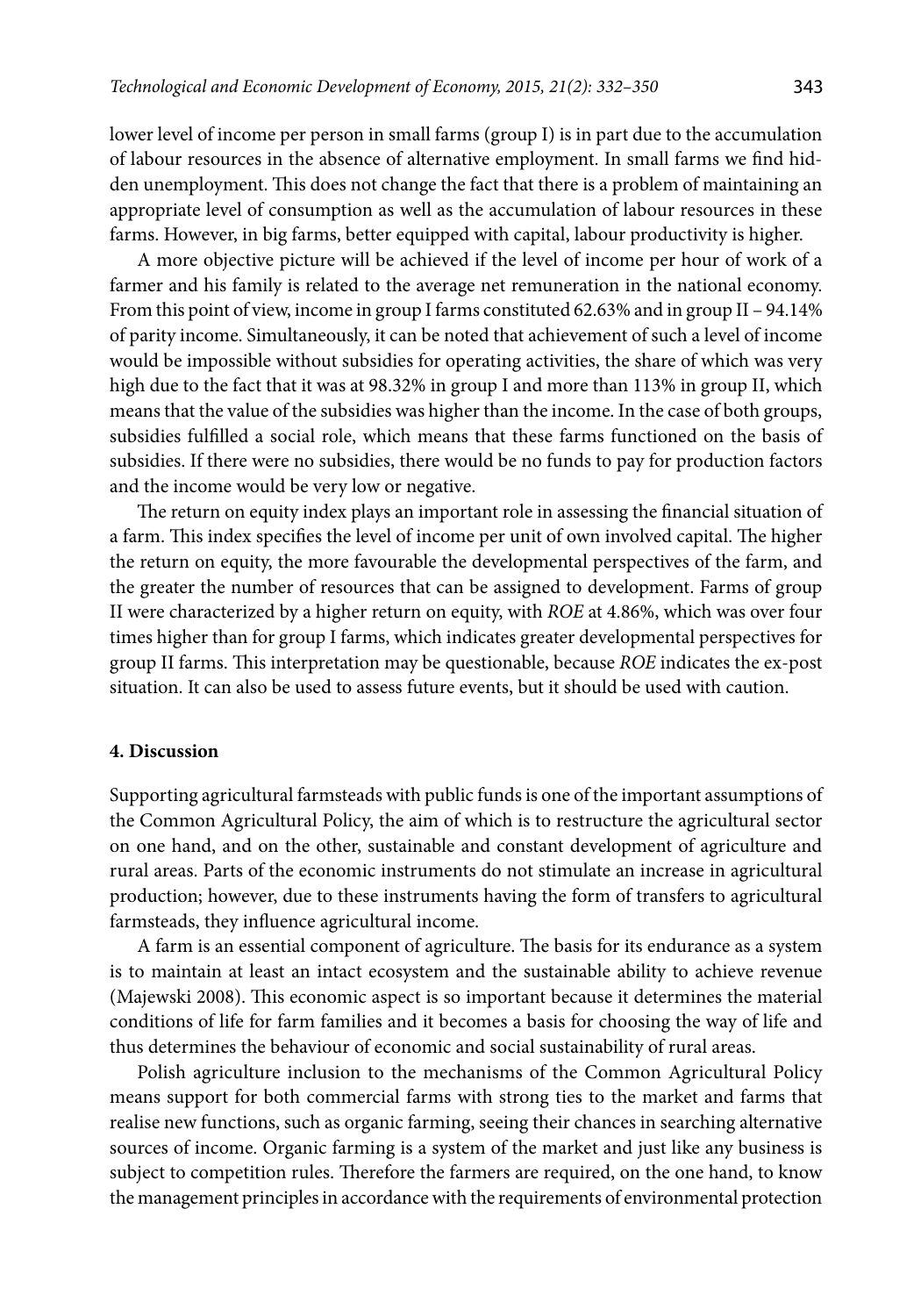lower level of income per person in small farms (group I) is in part due to the accumulation of labour resources in the absence of alternative employment. In small farms we find hidden unemployment. This does not change the fact that there is a problem of maintaining an appropriate level of consumption as well as the accumulation of labour resources in these farms. However, in big farms, better equipped with capital, labour productivity is higher.

A more objective picture will be achieved if the level of income per hour of work of a farmer and his family is related to the average net remuneration in the national economy. From this point of view, income in group I farms constituted 62.63% and in group II – 94.14% of parity income. Simultaneously, it can be noted that achievement of such a level of income would be impossible without subsidies for operating activities, the share of which was very high due to the fact that it was at 98.32% in group I and more than 113% in group II, which means that the value of the subsidies was higher than the income. In the case of both groups, subsidies fulfilled a social role, which means that these farms functioned on the basis of subsidies. If there were no subsidies, there would be no funds to pay for production factors and the income would be very low or negative.

The return on equity index plays an important role in assessing the financial situation of a farm. This index specifies the level of income per unit of own involved capital. The higher the return on equity, the more favourable the developmental perspectives of the farm, and the greater the number of resources that can be assigned to development. Farms of group II were characterized by a higher return on equity, with *ROE* at 4.86%, which was over four times higher than for group I farms, which indicates greater developmental perspectives for group II farms. This interpretation may be questionable, because *ROE* indicates the ex-post situation. It can also be used to assess future events, but it should be used with caution.

## 4. Discussion

Supporting agricultural farmsteads with public funds is one of the important assumptions of the Common Agricultural Policy, the aim of which is to restructure the agricultural sector on one hand, and on the other, sustainable and constant development of agriculture and rural areas. Parts of the economic instruments do not stimulate an increase in agricultural production; however, due to these instruments having the form of transfers to agricultural farmsteads, they influence agricultural income.

A farm is an essential component of agriculture. The basis for its endurance as a system is to maintain at least an intact ecosystem and the sustainable ability to achieve revenue (Majewski 2008). This economic aspect is so important because it determines the material conditions of life for farm families and it becomes a basis for choosing the way of life and thus determines the behaviour of economic and social sustainability of rural areas.

Polish agriculture inclusion to the mechanisms of the Common Agricultural Policy means support for both commercial farms with strong ties to the market and farms that realise new functions, such as organic farming, seeing their chances in searching alternative sources of income. Organic farming is a system of the market and just like any business is subject to competition rules. Therefore the farmers are required, on the one hand, to know the management principles in accordance with the requirements of environmental protection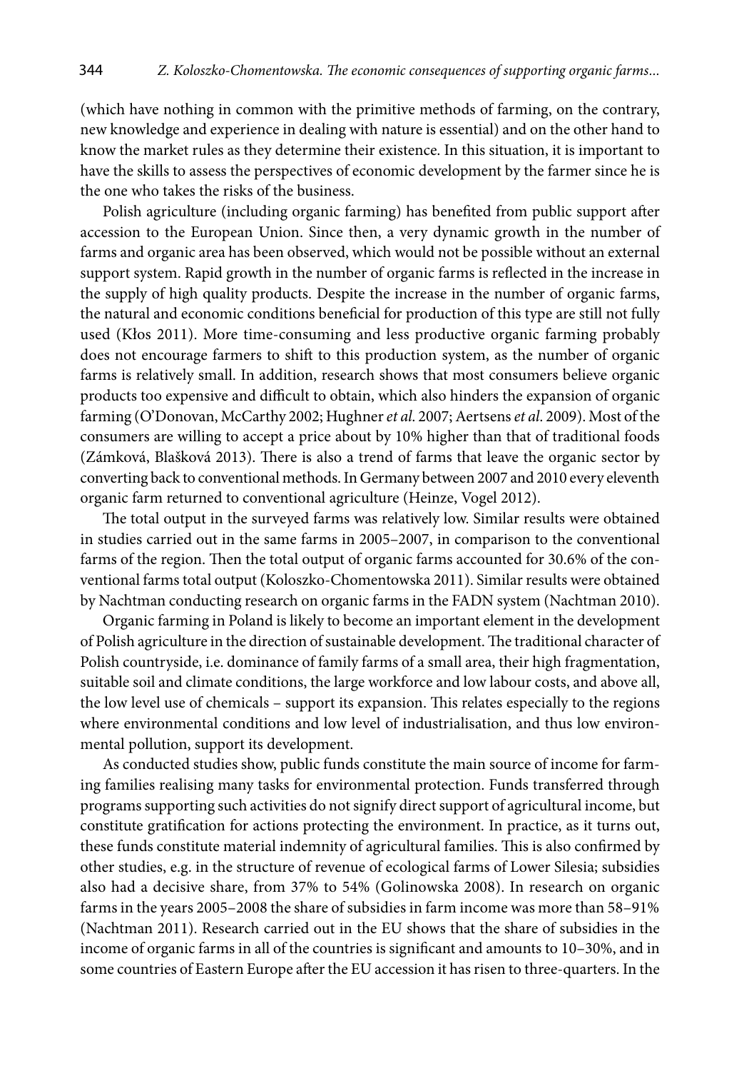(which have nothing in common with the primitive methods of farming, on the contrary, new knowledge and experience in dealing with nature is essential) and on the other hand to know the market rules as they determine their existence. In this situation, it is important to have the skills to assess the perspectives of economic development by the farmer since he is the one who takes the risks of the business.

Polish agriculture (including organic farming) has benefited from public support after accession to the European Union. Since then, a very dynamic growth in the number of farms and organic area has been observed, which would not be possible without an external support system. Rapid growth in the number of organic farms is reflected in the increase in the supply of high quality products. Despite the increase in the number of organic farms, the natural and economic conditions beneficial for production of this type are still not fully used (Kłos 2011). More time-consuming and less productive organic farming probably does not encourage farmers to shift to this production system, as the number of organic farms is relatively small. In addition, research shows that most consumers believe organic products too expensive and difficult to obtain, which also hinders the expansion of organic farming (O'Donovan, McCarthy 2002; Hughner *et al.* 2007; Aertsens *et al.* 2009). Most of the consumers are willing to accept a price about by 10% higher than that of traditional foods (Zámková, Blašková 2013). There is also a trend of farms that leave the organic sector by converting back to conventional methods. In Germany between 2007 and 2010 every eleventh organic farm returned to conventional agriculture (Heinze, Vogel 2012).

The total output in the surveyed farms was relatively low. Similar results were obtained in studies carried out in the same farms in 2005–2007, in comparison to the conventional farms of the region. Then the total output of organic farms accounted for 30.6% of the conventional farms total output (Koloszko-Chomentowska 2011). Similar results were obtained by Nachtman conducting research on organic farms in the FADN system (Nachtman 2010).

Organic farming in Poland is likely to become an important element in the development of Polish agriculture in the direction of sustainable development. The traditional character of Polish countryside, i.e. dominance of family farms of a small area, their high fragmentation, suitable soil and climate conditions, the large workforce and low labour costs, and above all, the low level use of chemicals – support its expansion. This relates especially to the regions where environmental conditions and low level of industrialisation, and thus low environmental pollution, support its development.

As conducted studies show, public funds constitute the main source of income for farming families realising many tasks for environmental protection. Funds transferred through programs supporting such activities do not signify direct support of agricultural income, but constitute gratification for actions protecting the environment. In practice, as it turns out, these funds constitute material indemnity of agricultural families. This is also confirmed by other studies, e.g. in the structure of revenue of ecological farms of Lower Silesia; subsidies also had a decisive share, from 37% to 54% (Golinowska 2008). In research on organic farms in the years 2005–2008 the share of subsidies in farm income was more than 58–91% (Nachtman 2011). Research carried out in the EU shows that the share of subsidies in the income of organic farms in all of the countries is significant and amounts to 10–30%, and in some countries of Eastern Europe after the EU accession it has risen to three-quarters. In the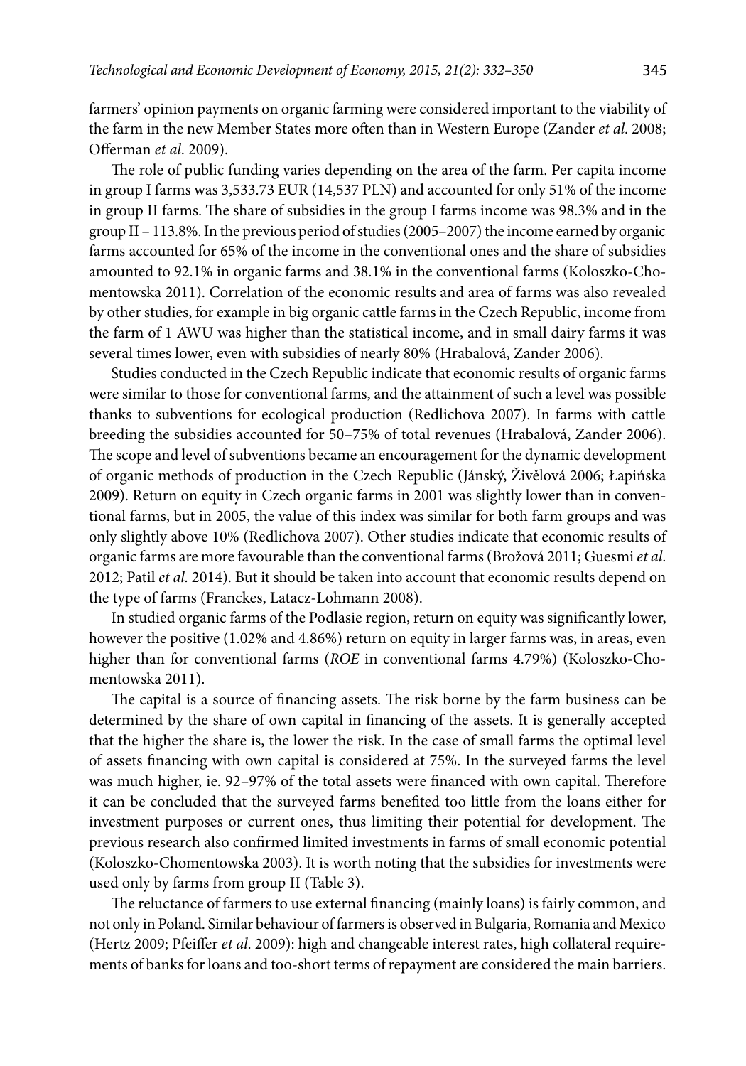farmers' opinion payments on organic farming were considered important to the viability of the farm in the new Member States more often than in Western Europe (Zander *et al*. 2008; Offerman *et al*. 2009).

The role of public funding varies depending on the area of the farm. Per capita income in group I farms was 3,533.73 EUR (14,537 PLN) and accounted for only 51% of the income in group II farms. The share of subsidies in the group I farms income was 98.3% and in the group II – 113.8%. In the previous period of studies (2005–2007) the income earned by organic farms accounted for 65% of the income in the conventional ones and the share of subsidies amounted to 92.1% in organic farms and 38.1% in the conventional farms (Koloszko-Chomentowska 2011). Correlation of the economic results and area of farms was also revealed by other studies, for example in big organic cattle farms in the Czech Republic, income from the farm of 1 AWU was higher than the statistical income, and in small dairy farms it was several times lower, even with subsidies of nearly 80% (Hrabalová, Zander 2006).

Studies conducted in the Czech Republic indicate that economic results of organic farms were similar to those for conventional farms, and the attainment of such a level was possible thanks to subventions for ecological production (Redlichova 2007). In farms with cattle breeding the subsidies accounted for 50–75% of total revenues (Hrabalová, Zander 2006). The scope and level of subventions became an encouragement for the dynamic development of organic methods of production in the Czech Republic (Jánský, Živělová 2006; Łapińska 2009). Return on equity in Czech organic farms in 2001 was slightly lower than in conventional farms, but in 2005, the value of this index was similar for both farm groups and was only slightly above 10% (Redlichova 2007). Other studies indicate that economic results of organic farms are more favourable than the conventional farms (Brožová 2011; Guesmi *et al.* 2012; Patil *et al.* 2014). But it should be taken into account that economic results depend on the type of farms (Franckes, Latacz-Lohmann 2008).

In studied organic farms of the Podlasie region, return on equity was significantly lower, however the positive (1.02% and 4.86%) return on equity in larger farms was, in areas, even higher than for conventional farms (*ROE* in conventional farms 4.79%) (Koloszko-Chomentowska 2011).

The capital is a source of financing assets. The risk borne by the farm business can be determined by the share of own capital in financing of the assets. It is generally accepted that the higher the share is, the lower the risk. In the case of small farms the optimal level of assets financing with own capital is considered at 75%. In the surveyed farms the level was much higher, ie. 92–97% of the total assets were financed with own capital. Therefore it can be concluded that the surveyed farms benefited too little from the loans either for investment purposes or current ones, thus limiting their potential for development. The previous research also confirmed limited investments in farms of small economic potential (Koloszko-Chomentowska 2003). It is worth noting that the subsidies for investments were used only by farms from group II (Table 3).

The reluctance of farmers to use external financing (mainly loans) is fairly common, and not only in Poland. Similar behaviour of farmers is observed in Bulgaria, Romania and Mexico (Hertz 2009; Pfeiffer *et al.* 2009): high and changeable interest rates, high collateral requirements of banks for loans and too-short terms of repayment are considered the main barriers.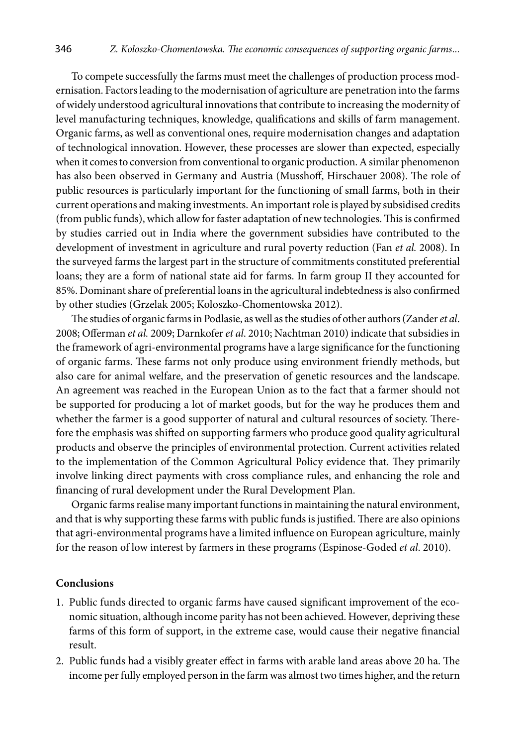To compete successfully the farms must meet the challenges of production process modernisation. Factors leading to the modernisation of agriculture are penetration into the farms of widely understood agricultural innovations that contribute to increasing the modernity of level manufacturing techniques, knowledge, qualifications and skills of farm management. Organic farms, as well as conventional ones, require modernisation changes and adaptation of technological innovation. However, these processes are slower than expected, especially when it comes to conversion from conventional to organic production. A similar phenomenon has also been observed in Germany and Austria (Musshoff, Hirschauer 2008). The role of public resources is particularly important for the functioning of small farms, both in their current operations and making investments. An important role is played by subsidised credits (from public funds), which allow for faster adaptation of new technologies. This is confirmed by studies carried out in India where the government subsidies have contributed to the development of investment in agriculture and rural poverty reduction (Fan *et al.* 2008). In the surveyed farms the largest part in the structure of commitments constituted preferential loans; they are a form of national state aid for farms. In farm group II they accounted for 85%. Dominant share of preferential loans in the agricultural indebtedness is also confirmed by other studies (Grzelak 2005; Koloszko-Chomentowska 2012).

The studies of organic farms in Podlasie, as well as the studies of other authors (Zander *et al*. 2008; Offerman *et al.* 2009; Darnkofer *et al*. 2010; Nachtman 2010) indicate that subsidies in the framework of agri-environmental programs have a large significance for the functioning of organic farms. These farms not only produce using environment friendly methods, but also care for animal welfare, and the preservation of genetic resources and the landscape. An agreement was reached in the European Union as to the fact that a farmer should not be supported for producing a lot of market goods, but for the way he produces them and whether the farmer is a good supporter of natural and cultural resources of society. Therefore the emphasis was shifted on supporting farmers who produce good quality agricultural products and observe the principles of environmental protection. Current activities related to the implementation of the Common Agricultural Policy evidence that. They primarily involve linking direct payments with cross compliance rules, and enhancing the role and financing of rural development under the Rural Development Plan.

Organic farms realise many important functions in maintaining the natural environment, and that is why supporting these farms with public funds is justified. There are also opinions that agri-environmental programs have a limited influence on European agriculture, mainly for the reason of low interest by farmers in these programs (Espinose-Goded *et al*. 2010).

## Conclusions

1. Public funds directed to organic farms have caused significant improvement of the economic situation, although income parity has not been achieved. However, depriving these farms of this form of support, in the extreme case, would cause their negative financial result.
2. Public funds had a visibly greater effect in farms with arable land areas above 20 ha. The income per fully employed person in the farm was almost two times higher, and the return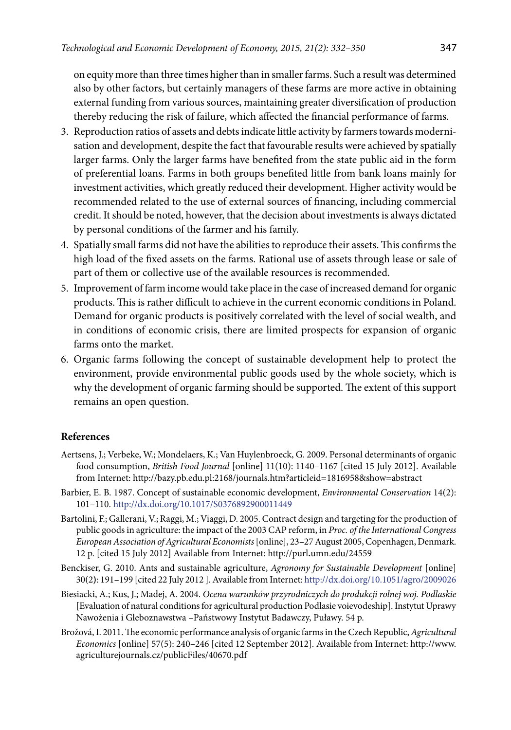on equity more than three times higher than in smaller farms. Such a result was determined also by other factors, but certainly managers of these farms are more active in obtaining external funding from various sources, maintaining greater diversification of production thereby reducing the risk of failure, which affected the financial performance of farms.

3. Reproduction ratios of assets and debts indicate little activity by farmers towards modernisation and development, despite the fact that favourable results were achieved by spatially larger farms. Only the larger farms have benefited from the state public aid in the form of preferential loans. Farms in both groups benefited little from bank loans mainly for investment activities, which greatly reduced their development. Higher activity would be recommended related to the use of external sources of financing, including commercial credit. It should be noted, however, that the decision about investments is always dictated by personal conditions of the farmer and his family.
4. Spatially small farms did not have the abilities to reproduce their assets. This confirms the high load of the fixed assets on the farms. Rational use of assets through lease or sale of part of them or collective use of the available resources is recommended.
5. Improvement of farm income would take place in the case of increased demand for organic products. This is rather difficult to achieve in the current economic conditions in Poland. Demand for organic products is positively correlated with the level of social wealth, and in conditions of economic crisis, there are limited prospects for expansion of organic farms onto the market.
6. Organic farms following the concept of sustainable development help to protect the environment, provide environmental public goods used by the whole society, which is why the development of organic farming should be supported. The extent of this support remains an open question.

## References

Aertsens, J.; Verbeke, W.; Mondelaers, K.; Van Huylenbroeck, G. 2009. Personal determinants of organic food consumption, *British Food Journal* [online] 11(10): 1140–1167 [cited 15 July 2012]. Available from Internet: http://bazy.pb.edu.pl:2168/journals.htm?articleid=1816958&show=abstract

Barbier, E. B. 1987. Concept of sustainable economic development, *Environmental Conservation* 14(2): 101–110. http://dx.doi.org/10.1017/S0376892900011449

Bartolini, F.; Gallerani, V.; Raggi, M.; Viaggi, D. 2005. Contract design and targeting for the production of public goods in agriculture: the impact of the 2003 CAP reform, in *Proc. of the International Congress European Association of Agricultural Economists* [online], 23–27 August 2005, Copenhagen, Denmark. 12 p. [cited 15 July 2012] Available from Internet: http://purl.umn.edu/24559

Benckiser, G. 2010. Ants and sustainable agriculture, *Agronomy for Sustainable Development* [online] 30(2): 191–199 [cited 22 July 2012 ]. Available from Internet: http://dx.doi.org/10.1051/agro/2009026

Biesiacki, A.; Kus, J.; Madej, A. 2004. *Ocena warunków przyrodniczych do produkcji rolnej woj. Podlaskie* [Evaluation of natural conditions for agricultural production Podlasie voievodeship]. Instytut Uprawy Nawożenia i Gleboznawstwa –Państwowy Instytut Badawczy, Puławy. 54 p.

Brožová, I. 2011. The economic performance analysis of organic farms in the Czech Republic, *Agricultural Economics* [online] 57(5): 240–246 [cited 12 September 2012]. Available from Internet: http://www.agriculturejournals.cz/publicFiles/40670.pdf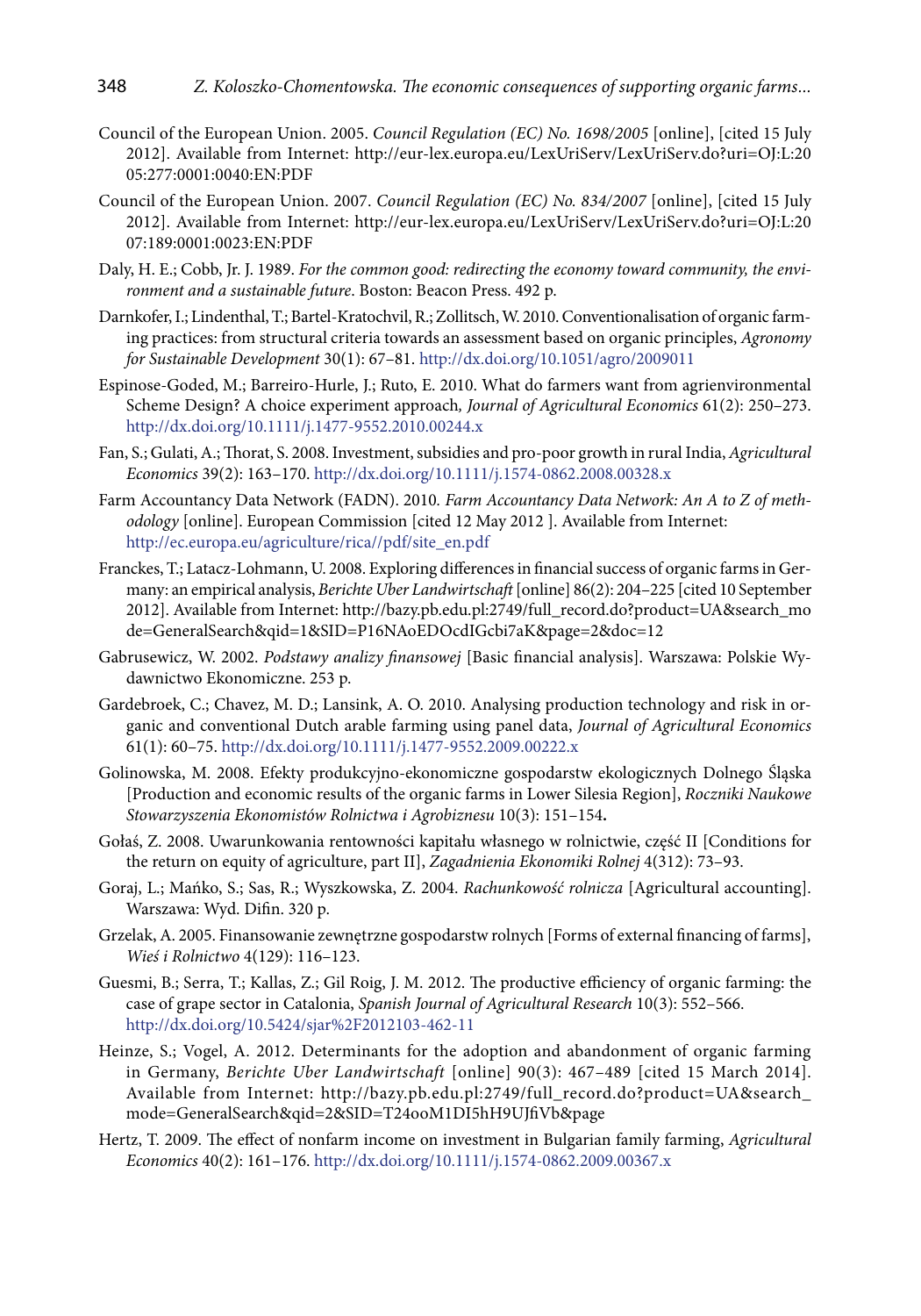Council of the European Union. 2005. *Council Regulation (EC) No. 1698/2005* [online], [cited 15 July 2012]. Available from Internet: http://eur-lex.europa.eu/LexUriServ/LexUriServ.do?uri=OJ:L:2005:277:0001:0040:EN:PDF

Council of the European Union. 2007. *Council Regulation (EC) No. 834/2007* [online], [cited 15 July 2012]. Available from Internet: http://eur-lex.europa.eu/LexUriServ/LexUriServ.do?uri=OJ:L:2007:189:0001:0023:EN:PDF

Daly, H. E.; Cobb, Jr. J. 1989. *For the common good: redirecting the economy toward community, the environment and a sustainable future*. Boston: Beacon Press. 492 p.

Darnkofer, I.; Lindenthal, T.; Bartel-Kratochvil, R.; Zollitsch, W. 2010. Conventionalisation of organic farming practices: from structural criteria towards an assessment based on organic principles, *Agronomy for Sustainable Development* 30(1): 67–81. http://dx.doi.org/10.1051/agro/2009011

Espinose-Goded, M.; Barreiro-Hurle, J.; Ruto, E. 2010. What do farmers want from agrienvironmental Scheme Design? A choice experiment approach*, Journal of Agricultural Economics* 61(2): 250–273. http://dx.doi.org/10.1111/j.1477-9552.2010.00244.x

Fan, S.; Gulati, A.; Thorat, S. 2008. Investment, subsidies and pro-poor growth in rural India, *Agricultural Economics* 39(2): 163–170. http://dx.doi.org/10.1111/j.1574-0862.2008.00328.x

Farm Accountancy Data Network (FADN). 2010*. Farm Accountancy Data Network: An A to Z of methodology* [online]. European Commission [cited 12 May 2012 ]. Available from Internet: http://ec.europa.eu/agriculture/rica//pdf/site_en.pdf

Franckes, T.; Latacz-Lohmann, U. 2008. Exploring differences in financial success of organic farms in Germany: an empirical analysis, *Berichte Uber Landwirtschaft* [online] 86(2): 204–225 [cited 10 September 2012]. Available from Internet: http://bazy.pb.edu.pl:2749/full_record.do?product=UA&search_mode=GeneralSearch&qid=1&SID=P16NAoEDOcdIGcbi7aK&page=2&doc=12

Gabrusewicz, W. 2002. *Podstawy analizy finansowej* [Basic financial analysis]. Warszawa: Polskie Wydawnictwo Ekonomiczne. 253 p.

Gardebroek, C.; Chavez, M. D.; Lansink, A. O. 2010. Analysing production technology and risk in organic and conventional Dutch arable farming using panel data, *Journal of Agricultural Economics* 61(1): 60–75. http://dx.doi.org/10.1111/j.1477-9552.2009.00222.x

Golinowska, M. 2008. Efekty produkcyjno-ekonomiczne gospodarstw ekologicznych Dolnego Śląska [Production and economic results of the organic farms in Lower Silesia Region], *Roczniki Naukowe Stowarzyszenia Ekonomistów Rolnictwa i Agrobiznesu* 10(3): 151–154**.**

Gołaś, Z. 2008. Uwarunkowania rentowności kapitału własnego w rolnictwie, część II [Conditions for the return on equity of agriculture, part II], *Zagadnienia Ekonomiki Rolnej* 4(312): 73–93.

Goraj, L.; Mańko, S.; Sas, R.; Wyszkowska, Z. 2004. *Rachunkowość rolnicza* [Agricultural accounting]. Warszawa: Wyd. Difin. 320 p.

Grzelak, A. 2005. Finansowanie zewnętrzne gospodarstw rolnych [Forms of external financing of farms], *Wieś i Rolnictwo* 4(129): 116–123.

Guesmi, B.; Serra, T.; Kallas, Z.; Gil Roig, J. M. 2012. The productive efficiency of organic farming: the case of grape sector in Catalonia, *Spanish Journal of Agricultural Research* 10(3): 552–566. http://dx.doi.org/10.5424/sjar%2F2012103-462-11

Heinze, S.; Vogel, A. 2012. Determinants for the adoption and abandonment of organic farming in Germany, *Berichte Uber Landwirtschaft* [online] 90(3): 467–489 [cited 15 March 2014]. Available from Internet: http://bazy.pb.edu.pl:2749/full_record.do?product=UA&search_mode=GeneralSearch&qid=2&SID=T24ooM1DI5hH9UJfiVb&page

Hertz, T. 2009. The effect of nonfarm income on investment in Bulgarian family farming, *Agricultural Economics* 40(2): 161–176. http://dx.doi.org/10.1111/j.1574-0862.2009.00367.x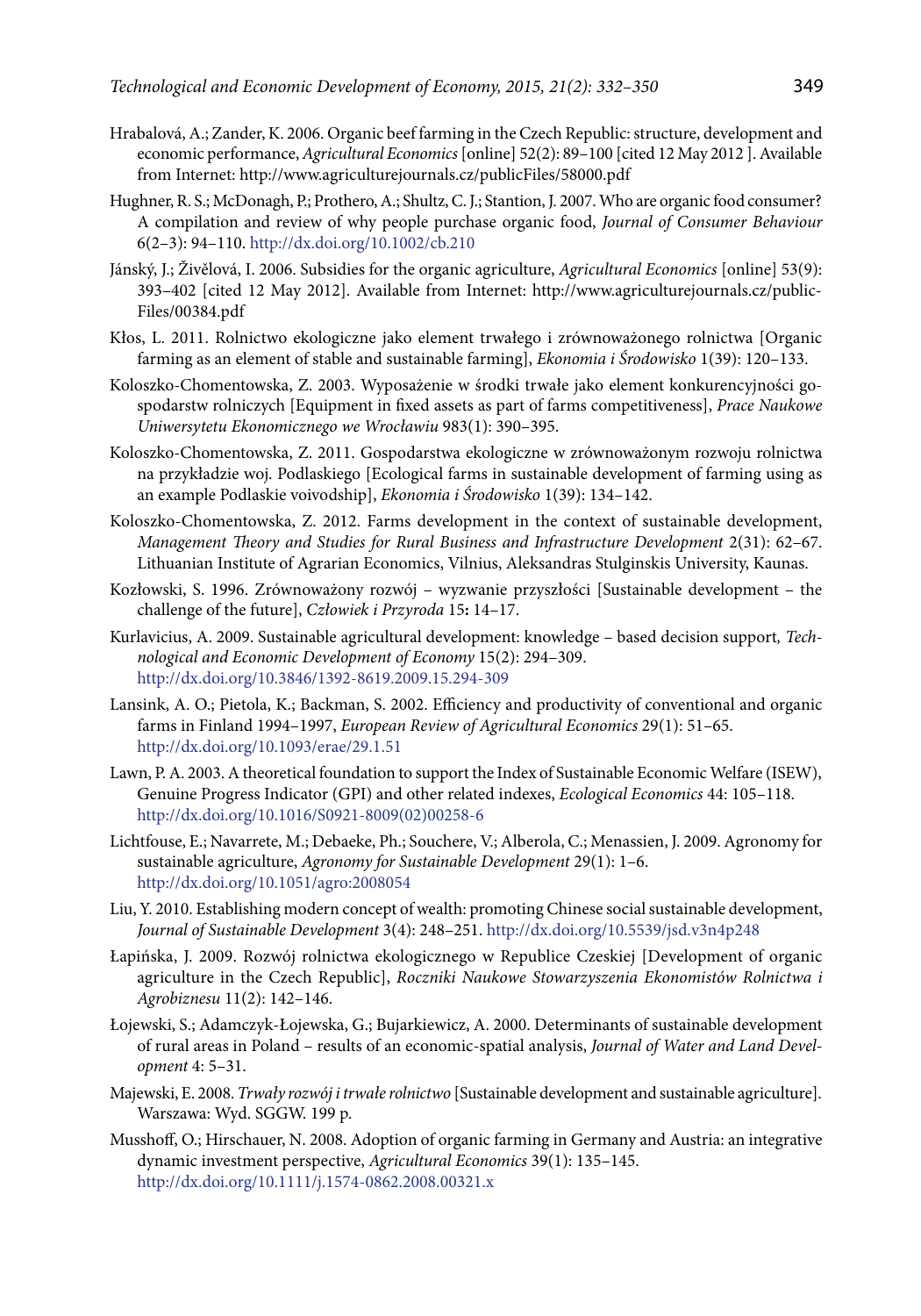Hrabalová, A.; Zander, K. 2006. Organic beef farming in the Czech Republic: structure, development and economic performance, *Agricultural Economics* [online] 52(2): 89–100 [cited 12 May 2012 ]. Available from Internet: http://www.agriculturejournals.cz/publicFiles/58000.pdf

Hughner, R. S.; McDonagh, P.; Prothero, A.; Shultz, C. J.; Stantion, J. 2007. Who are organic food consumer? A compilation and review of why people purchase organic food, *Journal of Consumer Behaviour* 6(2–3): 94–110. http://dx.doi.org/10.1002/cb.210

Jánský, J.; Živělová, I. 2006. Subsidies for the organic agriculture, *Agricultural Economics* [online] 53(9): 393–402 [cited 12 May 2012]. Available from Internet: http://www.agriculturejournals.cz/publicFiles/00384.pdf

Kłos, L. 2011. Rolnictwo ekologiczne jako element trwałego i zrównoważonego rolnictwa [Organic farming as an element of stable and sustainable farming], *Ekonomia i Środowisko* 1(39): 120–133.

Koloszko-Chomentowska, Z. 2003. Wyposażenie w środki trwałe jako element konkurencyjności gospodarstw rolniczych [Equipment in fixed assets as part of farms competitiveness], *Prace Naukowe Uniwersytetu Ekonomicznego we Wrocławiu* 983(1): 390–395.

Koloszko-Chomentowska, Z. 2011. Gospodarstwa ekologiczne w zrównoważonym rozwoju rolnictwa na przykładzie woj. Podlaskiego [Ecological farms in sustainable development of farming using as an example Podlaskie voivodship], *Ekonomia i Środowisko* 1(39): 134–142.

Koloszko-Chomentowska, Z. 2012. Farms development in the context of sustainable development, *Management Theory and Studies for Rural Business and Infrastructure Development* 2(31): 62–67. Lithuanian Institute of Agrarian Economics, Vilnius, Aleksandras Stulginskis University, Kaunas.

Kozłowski, S. 1996. Zrównoważony rozwój – wyzwanie przyszłości [Sustainable development – the challenge of the future], *Człowiek i Przyroda* 15**:** 14–17.

Kurlavicius, A. 2009. Sustainable agricultural development: knowledge – based decision support*, Technological and Economic Development of Economy* 15(2): 294–309. http://dx.doi.org/10.3846/1392-8619.2009.15.294-309

Lansink, A. O.; Pietola, K.; Backman, S. 2002. Efficiency and productivity of conventional and organic farms in Finland 1994–1997, *European Review of Agricultural Economics* 29(1): 51–65. http://dx.doi.org/10.1093/erae/29.1.51

Lawn, P. A. 2003. A theoretical foundation to support the Index of Sustainable Economic Welfare (ISEW), Genuine Progress Indicator (GPI) and other related indexes, *Ecological Economics* 44: 105–118. http://dx.doi.org/10.1016/S0921-8009(02)00258-6

Lichtfouse, E.; Navarrete, M.; Debaeke, Ph.; Souchere, V.; Alberola, C.; Menassien, J. 2009. Agronomy for sustainable agriculture, *Agronomy for Sustainable Development* 29(1): 1–6. http://dx.doi.org/10.1051/agro:2008054

Liu, Y. 2010. Establishing modern concept of wealth: promoting Chinese social sustainable development, *Journal of Sustainable Development* 3(4): 248–251. http://dx.doi.org/10.5539/jsd.v3n4p248

Łapińska, J. 2009. Rozwój rolnictwa ekologicznego w Republice Czeskiej [Development of organic agriculture in the Czech Republic], *Roczniki Naukowe Stowarzyszenia Ekonomistów Rolnictwa i Agrobiznesu* 11(2): 142–146.

Łojewski, S.; Adamczyk-Łojewska, G.; Bujarkiewicz, A. 2000. Determinants of sustainable development of rural areas in Poland – results of an economic-spatial analysis, *Journal of Water and Land Development* 4: 5–31.

Majewski, E. 2008. *Trwały rozwój i trwałe rolnictwo* [Sustainable development and sustainable agriculture]. Warszawa: Wyd. SGGW. 199 p.

Musshoff, O.; Hirschauer, N. 2008. Adoption of organic farming in Germany and Austria: an integrative dynamic investment perspective, *Agricultural Economics* 39(1): 135–145. http://dx.doi.org/10.1111/j.1574-0862.2008.00321.x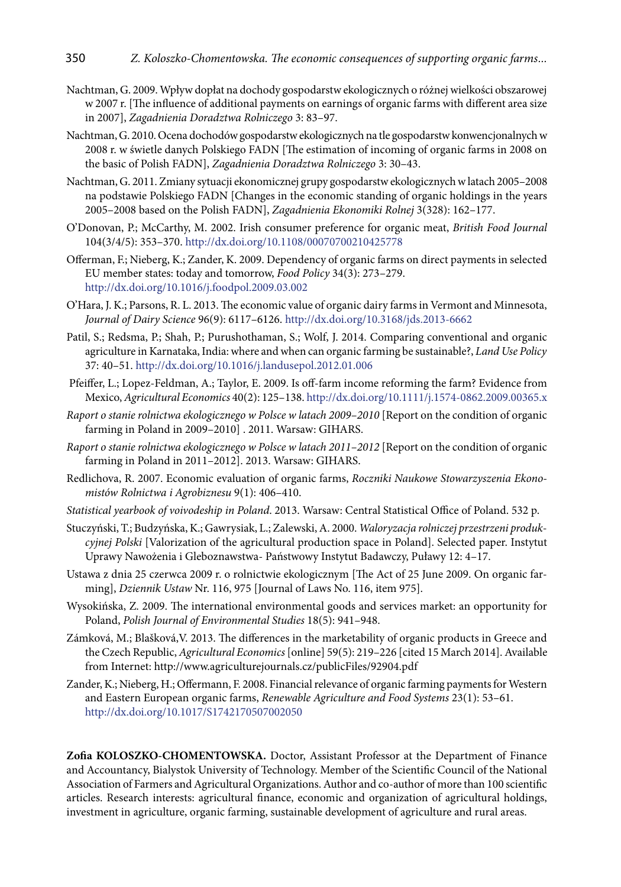Nachtman, G. 2009. Wpływ dopłat na dochody gospodarstw ekologicznych o różnej wielkości obszarowej w 2007 r. [The influence of additional payments on earnings of organic farms with different area size in 2007], *Zagadnienia Doradztwa Rolniczego* 3: 83–97.

Nachtman, G. 2010. Ocena dochodów gospodarstw ekologicznych na tle gospodarstw konwencjonalnych w 2008 r. w świetle danych Polskiego FADN [The estimation of incoming of organic farms in 2008 on the basic of Polish FADN], *Zagadnienia Doradztwa Rolniczego* 3: 30–43.

Nachtman, G. 2011. Zmiany sytuacji ekonomicznej grupy gospodarstw ekologicznych w latach 2005–2008 na podstawie Polskiego FADN [Changes in the economic standing of organic holdings in the years 2005–2008 based on the Polish FADN], *Zagadnienia Ekonomiki Rolnej* 3(328): 162–177.

O'Donovan, P.; McCarthy, M. 2002. Irish consumer preference for organic meat, *British Food Journal* 104(3/4/5): 353–370. http://dx.doi.org/10.1108/00070700210425778

Offerman, F.; Nieberg, K.; Zander, K. 2009. Dependency of organic farms on direct payments in selected EU member states: today and tomorrow, *Food Policy* 34(3): 273–279. http://dx.doi.org/10.1016/j.foodpol.2009.03.002

O'Hara, J. K.; Parsons, R. L. 2013. The economic value of organic dairy farms in Vermont and Minnesota, *Journal of Dairy Science* 96(9): 6117–6126. http://dx.doi.org/10.3168/jds.2013-6662

Patil, S.; Redsma, P.; Shah, P.; Purushothaman, S.; Wolf, J. 2014. Comparing conventional and organic agriculture in Karnataka, India: where and when can organic farming be sustainable?, *Land Use Policy* 37: 40–51. http://dx.doi.org/10.1016/j.landusepol.2012.01.006

Pfeiffer, L.; Lopez-Feldman, A.; Taylor, E. 2009. Is off-farm income reforming the farm? Evidence from Mexico, *Agricultural Economics* 40(2): 125–138. http://dx.doi.org/10.1111/j.1574-0862.2009.00365.x

*Raport o stanie rolnictwa ekologicznego w Polsce w latach 2009–2010* [Report on the condition of organic farming in Poland in 2009–2010] . 2011. Warsaw: GIHARS.

*Raport o stanie rolnictwa ekologicznego w Polsce w latach 2011–2012* [Report on the condition of organic farming in Poland in 2011–2012]. 2013. Warsaw: GIHARS.

Redlichova, R. 2007. Economic evaluation of organic farms, *Roczniki Naukowe Stowarzyszenia Ekonomistów Rolnictwa i Agrobiznesu* 9(1): 406–410.

*Statistical yearbook of voivodeship in Poland*. 2013. Warsaw: Central Statistical Office of Poland. 532 p.

Stuczyński, T.; Budzyńska, K.; Gawrysiak, L.; Zalewski, A. 2000. *Waloryzacja rolniczej przestrzeni produkcyjnej Polski* [Valorization of the agricultural production space in Poland]. Selected paper. Instytut Uprawy Nawożenia i Gleboznawstwa- Państwowy Instytut Badawczy, Puławy 12: 4–17.

Ustawa z dnia 25 czerwca 2009 r. o rolnictwie ekologicznym [The Act of 25 June 2009. On organic farming], *Dziennik Ustaw* Nr. 116, 975 [Journal of Laws No. 116, item 975].

Wysokińska, Z. 2009. The international environmental goods and services market: an opportunity for Poland, *Polish Journal of Environmental Studies* 18(5): 941–948.

Zámková, M.; Blašková,V. 2013. The differences in the marketability of organic products in Greece and the Czech Republic, *Agricultural Economics* [online] 59(5): 219–226 [cited 15 March 2014]. Available from Internet: http://www.agriculturejournals.cz/publicFiles/92904.pdf

Zander, K.; Nieberg, H.; Offermann, F. 2008. Financial relevance of organic farming payments for Western and Eastern European organic farms, *Renewable Agriculture and Food Systems* 23(1): 53–61. http://dx.doi.org/10.1017/S1742170507002050

**Zofia KOLOSZKO-CHOMENTOWSKA.** Doctor, Assistant Professor at the Department of Finance and Accountancy, Bialystok University of Technology. Member of the Scientific Council of the National Association of Farmers and Agricultural Organizations. Author and co-author of more than 100 scientific articles. Research interests: agricultural finance, economic and organization of agricultural holdings, investment in agriculture, organic farming, sustainable development of agriculture and rural areas.